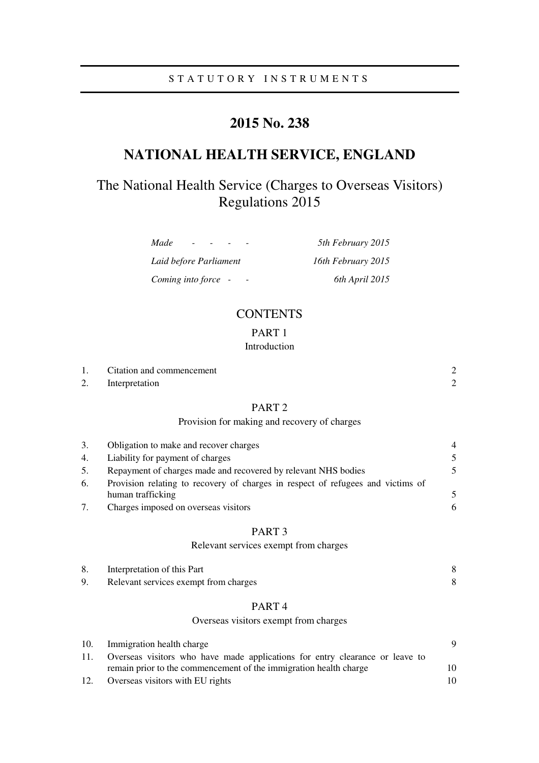STATUTORY INSTRUMENTS

# 2015 No. 238

# NATIONAL HEALTH SERVICE, ENGLAND

## The National Health Service (Charges to Overseas Visitors) Regulations 2015

| | |
|---|---|
| *Made - - - -* | *5th February 2015* |
| *Laid before Parliament* | *16th February 2015* |
| *Coming into force - -* | *6th April 2015* |

## CONTENTS

### PART 1
Introduction

| | | |
|---|---|---|
| 1. | Citation and commencement | 2 |
| 2. | Interpretation | 2 |

### PART 2
Provision for making and recovery of charges

| | | |
|---|---|---|
| 3. | Obligation to make and recover charges | 4 |
| 4. | Liability for payment of charges | 5 |
| 5. | Repayment of charges made and recovered by relevant NHS bodies | 5 |
| 6. | Provision relating to recovery of charges in respect of refugees and victims of human trafficking | 5 |
| 7. | Charges imposed on overseas visitors | 6 |

### PART 3
Relevant services exempt from charges

| | | |
|---|---|---|
| 8. | Interpretation of this Part | 8 |
| 9. | Relevant services exempt from charges | 8 |

### PART 4
Overseas visitors exempt from charges

| | | |
|---|---|---|
| 10. | Immigration health charge | 9 |
| 11. | Overseas visitors who have made applications for entry clearance or leave to remain prior to the commencement of the immigration health charge | 10 |
| 12. | Overseas visitors with EU rights | 10 |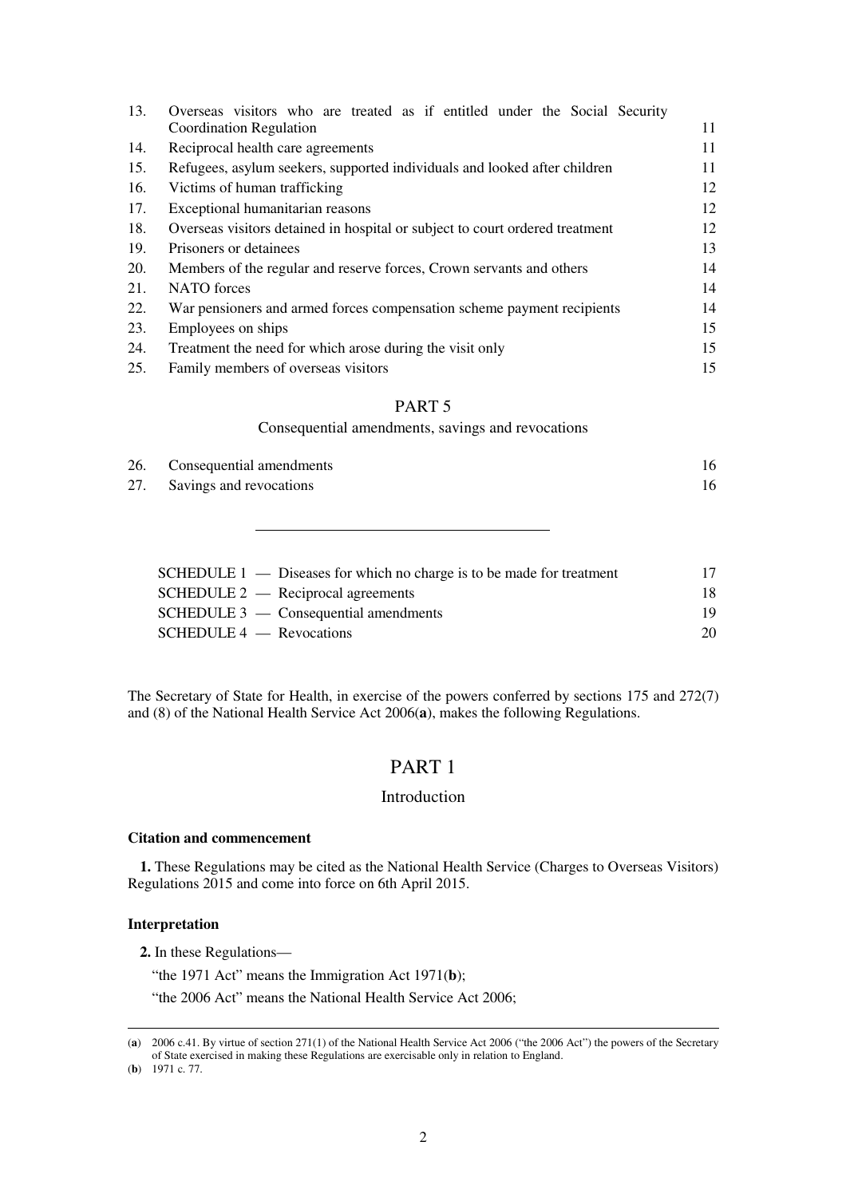| | | |
|---|---|---|
| 13. | Overseas visitors who are treated as if entitled under the Social Security Coordination Regulation | 11 |
| 14. | Reciprocal health care agreements | 11 |
| 15. | Refugees, asylum seekers, supported individuals and looked after children | 11 |
| 16. | Victims of human trafficking | 12 |
| 17. | Exceptional humanitarian reasons | 12 |
| 18. | Overseas visitors detained in hospital or subject to court ordered treatment | 12 |
| 19. | Prisoners or detainees | 13 |
| 20. | Members of the regular and reserve forces, Crown servants and others | 14 |
| 21. | NATO forces | 14 |
| 22. | War pensioners and armed forces compensation scheme payment recipients | 14 |
| 23. | Employees on ships | 15 |
| 24. | Treatment the need for which arose during the visit only | 15 |
| 25. | Family members of overseas visitors | 15 |

PART 5

Consequential amendments, savings and revocations

| | | |
|---|---|---|
| 26. | Consequential amendments | 16 |
| 27. | Savings and revocations | 16 |

---

| | |
|---|---|
| SCHEDULE 1 — Diseases for which no charge is to be made for treatment | 17 |
| SCHEDULE 2 — Reciprocal agreements | 18 |
| SCHEDULE 3 — Consequential amendments | 19 |
| SCHEDULE 4 — Revocations | 20 |

The Secretary of State for Health, in exercise of the powers conferred by sections 175 and 272(7) and (8) of the National Health Service Act 2006(**a**), makes the following Regulations.

# PART 1

## Introduction

### Citation and commencement

**1.** These Regulations may be cited as the National Health Service (Charges to Overseas Visitors) Regulations 2015 and come into force on 6th April 2015.

### Interpretation

**2.** In these Regulations—

"the 1971 Act" means the Immigration Act 1971(**b**);

"the 2006 Act" means the National Health Service Act 2006;

---

(**a**) 2006 c.41. By virtue of section 271(1) of the National Health Service Act 2006 ("the 2006 Act") the powers of the Secretary of State exercised in making these Regulations are exercisable only in relation to England.

(**b**) 1971 c. 77.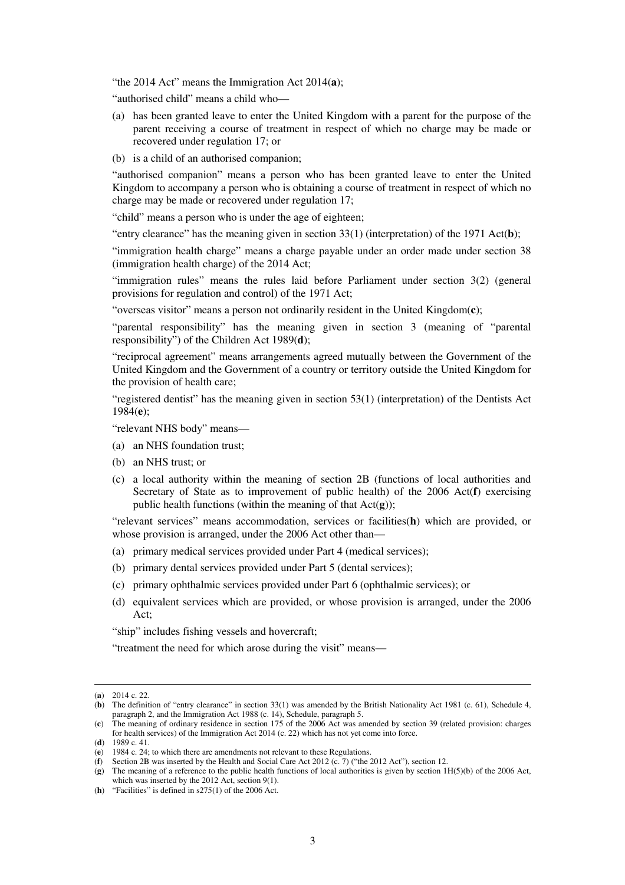"the 2014 Act" means the Immigration Act 2014(**a**);

"authorised child" means a child who—

(a) has been granted leave to enter the United Kingdom with a parent for the purpose of the parent receiving a course of treatment in respect of which no charge may be made or recovered under regulation 17; or

(b) is a child of an authorised companion;

"authorised companion" means a person who has been granted leave to enter the United Kingdom to accompany a person who is obtaining a course of treatment in respect of which no charge may be made or recovered under regulation 17;

"child" means a person who is under the age of eighteen;

"entry clearance" has the meaning given in section 33(1) (interpretation) of the 1971 Act(**b**);

"immigration health charge" means a charge payable under an order made under section 38 (immigration health charge) of the 2014 Act;

"immigration rules" means the rules laid before Parliament under section 3(2) (general provisions for regulation and control) of the 1971 Act;

"overseas visitor" means a person not ordinarily resident in the United Kingdom(**c**);

"parental responsibility" has the meaning given in section 3 (meaning of "parental responsibility") of the Children Act 1989(**d**);

"reciprocal agreement" means arrangements agreed mutually between the Government of the United Kingdom and the Government of a country or territory outside the United Kingdom for the provision of health care;

"registered dentist" has the meaning given in section 53(1) (interpretation) of the Dentists Act 1984(**e**);

"relevant NHS body" means—

(a) an NHS foundation trust;

(b) an NHS trust; or

(c) a local authority within the meaning of section 2B (functions of local authorities and Secretary of State as to improvement of public health) of the 2006 Act(**f**) exercising public health functions (within the meaning of that Act(**g**));

"relevant services" means accommodation, services or facilities(**h**) which are provided, or whose provision is arranged, under the 2006 Act other than—

(a) primary medical services provided under Part 4 (medical services);

(b) primary dental services provided under Part 5 (dental services);

(c) primary ophthalmic services provided under Part 6 (ophthalmic services); or

(d) equivalent services which are provided, or whose provision is arranged, under the 2006 Act;

"ship" includes fishing vessels and hovercraft;

"treatment the need for which arose during the visit" means—

---

(**a**) 2014 c. 22.

(**b**) The definition of "entry clearance" in section 33(1) was amended by the British Nationality Act 1981 (c. 61), Schedule 4, paragraph 2, and the Immigration Act 1988 (c. 14), Schedule, paragraph 5.

(**c**) The meaning of ordinary residence in section 175 of the 2006 Act was amended by section 39 (related provision: charges for health services) of the Immigration Act 2014 (c. 22) which has not yet come into force.

(**d**) 1989 c. 41.

(**e**) 1984 c. 24; to which there are amendments not relevant to these Regulations.

(**f**) Section 2B was inserted by the Health and Social Care Act 2012 (c. 7) ("the 2012 Act"), section 12.

(**g**) The meaning of a reference to the public health functions of local authorities is given by section 1H(5)(b) of the 2006 Act, which was inserted by the 2012 Act, section 9(1).

(**h**) "Facilities" is defined in s275(1) of the 2006 Act.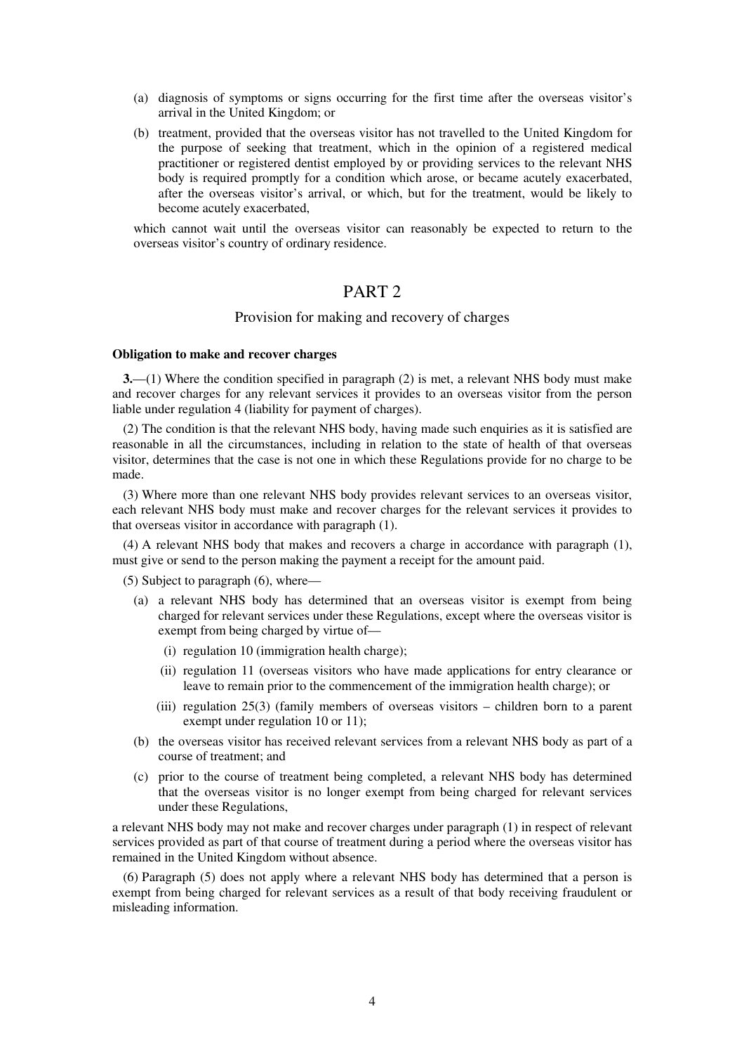(a) diagnosis of symptoms or signs occurring for the first time after the overseas visitor's arrival in the United Kingdom; or

(b) treatment, provided that the overseas visitor has not travelled to the United Kingdom for the purpose of seeking that treatment, which in the opinion of a registered medical practitioner or registered dentist employed by or providing services to the relevant NHS body is required promptly for a condition which arose, or became acutely exacerbated, after the overseas visitor's arrival, or which, but for the treatment, would be likely to become acutely exacerbated,

which cannot wait until the overseas visitor can reasonably be expected to return to the overseas visitor's country of ordinary residence.

## PART 2

### Provision for making and recovery of charges

**Obligation to make and recover charges**

**3.**—(1) Where the condition specified in paragraph (2) is met, a relevant NHS body must make and recover charges for any relevant services it provides to an overseas visitor from the person liable under regulation 4 (liability for payment of charges).

(2) The condition is that the relevant NHS body, having made such enquiries as it is satisfied are reasonable in all the circumstances, including in relation to the state of health of that overseas visitor, determines that the case is not one in which these Regulations provide for no charge to be made.

(3) Where more than one relevant NHS body provides relevant services to an overseas visitor, each relevant NHS body must make and recover charges for the relevant services it provides to that overseas visitor in accordance with paragraph (1).

(4) A relevant NHS body that makes and recovers a charge in accordance with paragraph (1), must give or send to the person making the payment a receipt for the amount paid.

(5) Subject to paragraph (6), where—

(a) a relevant NHS body has determined that an overseas visitor is exempt from being charged for relevant services under these Regulations, except where the overseas visitor is exempt from being charged by virtue of—

(i) regulation 10 (immigration health charge);

(ii) regulation 11 (overseas visitors who have made applications for entry clearance or leave to remain prior to the commencement of the immigration health charge); or

(iii) regulation 25(3) (family members of overseas visitors – children born to a parent exempt under regulation 10 or 11);

(b) the overseas visitor has received relevant services from a relevant NHS body as part of a course of treatment; and

(c) prior to the course of treatment being completed, a relevant NHS body has determined that the overseas visitor is no longer exempt from being charged for relevant services under these Regulations,

a relevant NHS body may not make and recover charges under paragraph (1) in respect of relevant services provided as part of that course of treatment during a period where the overseas visitor has remained in the United Kingdom without absence.

(6) Paragraph (5) does not apply where a relevant NHS body has determined that a person is exempt from being charged for relevant services as a result of that body receiving fraudulent or misleading information.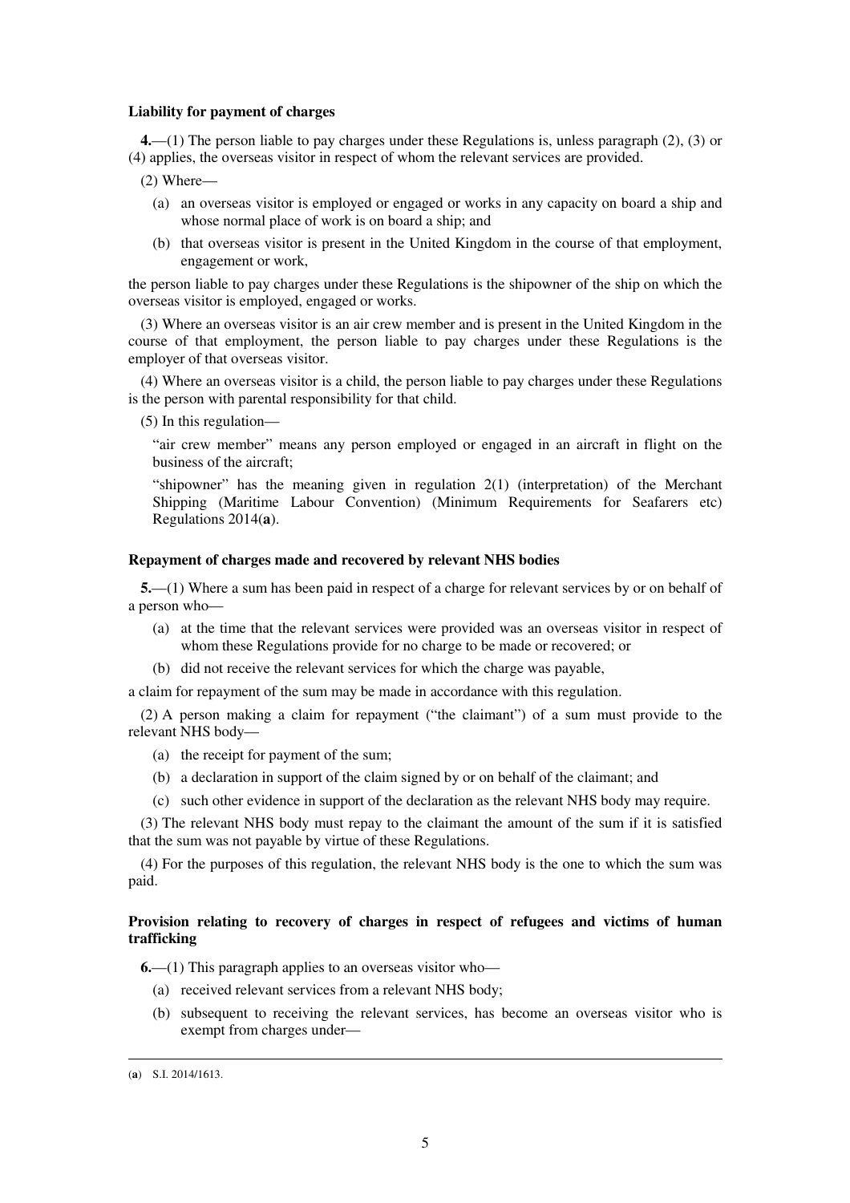**Liability for payment of charges**

**4.**—(1) The person liable to pay charges under these Regulations is, unless paragraph (2), (3) or (4) applies, the overseas visitor in respect of whom the relevant services are provided.

(2) Where—

- (a) an overseas visitor is employed or engaged or works in any capacity on board a ship and whose normal place of work is on board a ship; and
- (b) that overseas visitor is present in the United Kingdom in the course of that employment, engagement or work,

the person liable to pay charges under these Regulations is the shipowner of the ship on which the overseas visitor is employed, engaged or works.

(3) Where an overseas visitor is an air crew member and is present in the United Kingdom in the course of that employment, the person liable to pay charges under these Regulations is the employer of that overseas visitor.

(4) Where an overseas visitor is a child, the person liable to pay charges under these Regulations is the person with parental responsibility for that child.

(5) In this regulation—

"air crew member" means any person employed or engaged in an aircraft in flight on the business of the aircraft;

"shipowner" has the meaning given in regulation 2(1) (interpretation) of the Merchant Shipping (Maritime Labour Convention) (Minimum Requirements for Seafarers etc) Regulations 2014(**a**).

**Repayment of charges made and recovered by relevant NHS bodies**

**5.**—(1) Where a sum has been paid in respect of a charge for relevant services by or on behalf of a person who—

- (a) at the time that the relevant services were provided was an overseas visitor in respect of whom these Regulations provide for no charge to be made or recovered; or
- (b) did not receive the relevant services for which the charge was payable,

a claim for repayment of the sum may be made in accordance with this regulation.

(2) A person making a claim for repayment ("the claimant") of a sum must provide to the relevant NHS body—

- (a) the receipt for payment of the sum;
- (b) a declaration in support of the claim signed by or on behalf of the claimant; and
- (c) such other evidence in support of the declaration as the relevant NHS body may require.

(3) The relevant NHS body must repay to the claimant the amount of the sum if it is satisfied that the sum was not payable by virtue of these Regulations.

(4) For the purposes of this regulation, the relevant NHS body is the one to which the sum was paid.

**Provision relating to recovery of charges in respect of refugees and victims of human trafficking**

**6.**—(1) This paragraph applies to an overseas visitor who—

- (a) received relevant services from a relevant NHS body;
- (b) subsequent to receiving the relevant services, has become an overseas visitor who is exempt from charges under—

---

(**a**) S.I. 2014/1613.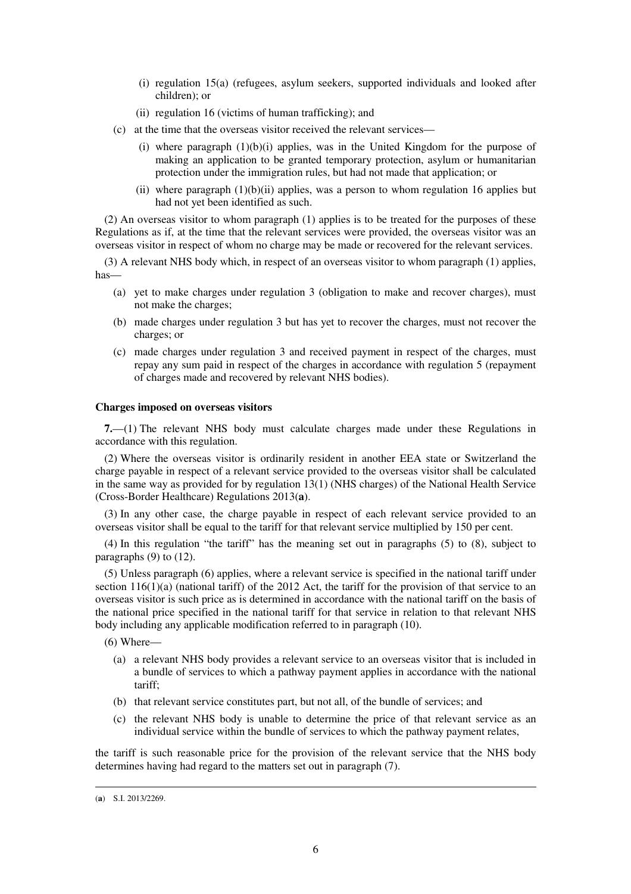(i) regulation 15(a) (refugees, asylum seekers, supported individuals and looked after children); or

(ii) regulation 16 (victims of human trafficking); and

(c) at the time that the overseas visitor received the relevant services—

(i) where paragraph (1)(b)(i) applies, was in the United Kingdom for the purpose of making an application to be granted temporary protection, asylum or humanitarian protection under the immigration rules, but had not made that application; or

(ii) where paragraph (1)(b)(ii) applies, was a person to whom regulation 16 applies but had not yet been identified as such.

(2) An overseas visitor to whom paragraph (1) applies is to be treated for the purposes of these Regulations as if, at the time that the relevant services were provided, the overseas visitor was an overseas visitor in respect of whom no charge may be made or recovered for the relevant services.

(3) A relevant NHS body which, in respect of an overseas visitor to whom paragraph (1) applies, has—

(a) yet to make charges under regulation 3 (obligation to make and recover charges), must not make the charges;

(b) made charges under regulation 3 but has yet to recover the charges, must not recover the charges; or

(c) made charges under regulation 3 and received payment in respect of the charges, must repay any sum paid in respect of the charges in accordance with regulation 5 (repayment of charges made and recovered by relevant NHS bodies).

**Charges imposed on overseas visitors**

**7.**—(1) The relevant NHS body must calculate charges made under these Regulations in accordance with this regulation.

(2) Where the overseas visitor is ordinarily resident in another EEA state or Switzerland the charge payable in respect of a relevant service provided to the overseas visitor shall be calculated in the same way as provided for by regulation 13(1) (NHS charges) of the National Health Service (Cross-Border Healthcare) Regulations 2013(**a**).

(3) In any other case, the charge payable in respect of each relevant service provided to an overseas visitor shall be equal to the tariff for that relevant service multiplied by 150 per cent.

(4) In this regulation "the tariff" has the meaning set out in paragraphs (5) to (8), subject to paragraphs (9) to (12).

(5) Unless paragraph (6) applies, where a relevant service is specified in the national tariff under section 116(1)(a) (national tariff) of the 2012 Act, the tariff for the provision of that service to an overseas visitor is such price as is determined in accordance with the national tariff on the basis of the national price specified in the national tariff for that service in relation to that relevant NHS body including any applicable modification referred to in paragraph (10).

(6) Where—

(a) a relevant NHS body provides a relevant service to an overseas visitor that is included in a bundle of services to which a pathway payment applies in accordance with the national tariff;

(b) that relevant service constitutes part, but not all, of the bundle of services; and

(c) the relevant NHS body is unable to determine the price of that relevant service as an individual service within the bundle of services to which the pathway payment relates,

the tariff is such reasonable price for the provision of the relevant service that the NHS body determines having had regard to the matters set out in paragraph (7).

(**a**) S.I. 2013/2269.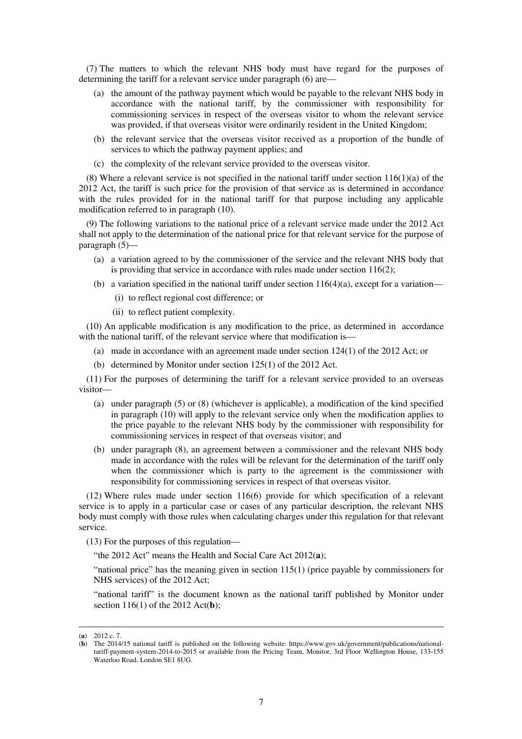(7) The matters to which the relevant NHS body must have regard for the purposes of determining the tariff for a relevant service under paragraph (6) are—

- (a) the amount of the pathway payment which would be payable to the relevant NHS body in accordance with the national tariff, by the commissioner with responsibility for commissioning services in respect of the overseas visitor to whom the relevant service was provided, if that overseas visitor were ordinarily resident in the United Kingdom;
- (b) the relevant service that the overseas visitor received as a proportion of the bundle of services to which the pathway payment applies; and
- (c) the complexity of the relevant service provided to the overseas visitor.

(8) Where a relevant service is not specified in the national tariff under section 116(1)(a) of the 2012 Act, the tariff is such price for the provision of that service as is determined in accordance with the rules provided for in the national tariff for that purpose including any applicable modification referred to in paragraph (10).

(9) The following variations to the national price of a relevant service made under the 2012 Act shall not apply to the determination of the national price for that relevant service for the purpose of paragraph (5)—

- (a) a variation agreed to by the commissioner of the service and the relevant NHS body that is providing that service in accordance with rules made under section 116(2);
- (b) a variation specified in the national tariff under section 116(4)(a), except for a variation—
  - (i) to reflect regional cost difference; or
  - (ii) to reflect patient complexity.

(10) An applicable modification is any modification to the price, as determined in accordance with the national tariff, of the relevant service where that modification is—

- (a) made in accordance with an agreement made under section 124(1) of the 2012 Act; or
- (b) determined by Monitor under section 125(1) of the 2012 Act.

(11) For the purposes of determining the tariff for a relevant service provided to an overseas visitor—

- (a) under paragraph (5) or (8) (whichever is applicable), a modification of the kind specified in paragraph (10) will apply to the relevant service only when the modification applies to the price payable to the relevant NHS body by the commissioner with responsibility for commissioning services in respect of that overseas visitor; and
- (b) under paragraph (8), an agreement between a commissioner and the relevant NHS body made in accordance with the rules will be relevant for the determination of the tariff only when the commissioner which is party to the agreement is the commissioner with responsibility for commissioning services in respect of that overseas visitor.

(12) Where rules made under section 116(6) provide for which specification of a relevant service is to apply in a particular case or cases of any particular description, the relevant NHS body must comply with those rules when calculating charges under this regulation for that relevant service.

(13) For the purposes of this regulation—

"the 2012 Act" means the Health and Social Care Act 2012(**a**);

"national price" has the meaning given in section 115(1) (price payable by commissioners for NHS services) of the 2012 Act;

"national tariff" is the document known as the national tariff published by Monitor under section 116(1) of the 2012 Act(**b**);

---

(**a**) 2012 c. 7.

(**b**) The 2014/15 national tariff is published on the following website: https://www.gov.uk/government/publications/national-tariff-payment-system-2014-to-2015 or available from the Pricing Team, Monitor, 3rd Floor Wellington House, 133-155 Waterloo Road, London SE1 8UG.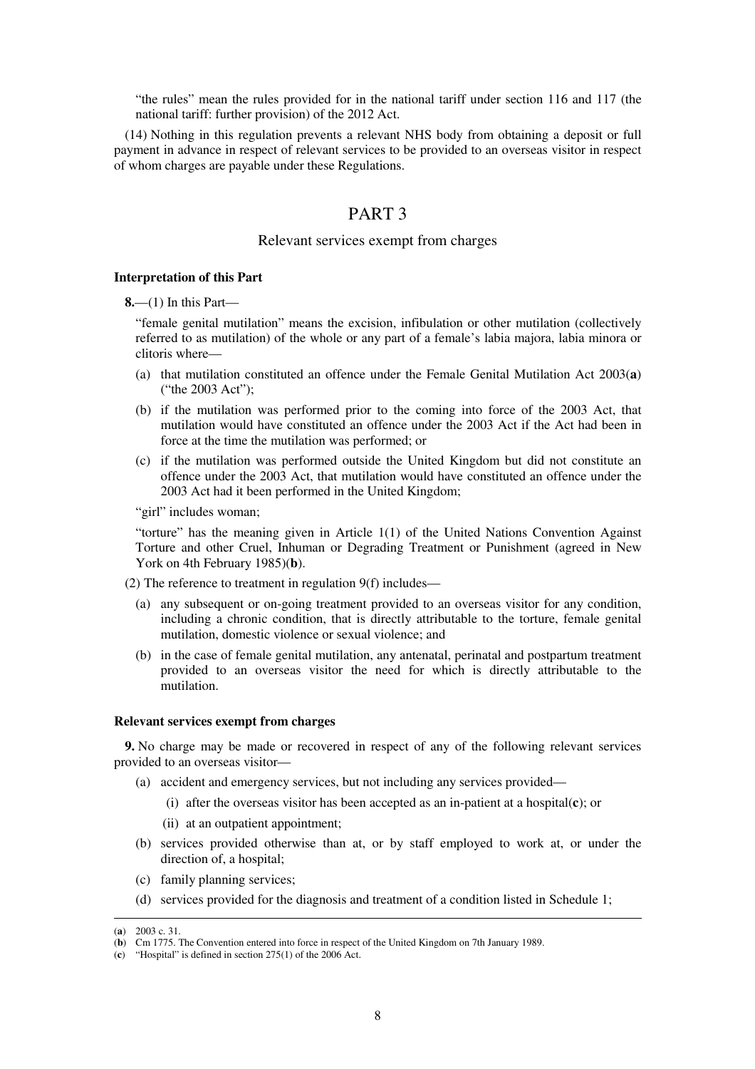"the rules" mean the rules provided for in the national tariff under section 116 and 117 (the national tariff: further provision) of the 2012 Act.

(14) Nothing in this regulation prevents a relevant NHS body from obtaining a deposit or full payment in advance in respect of relevant services to be provided to an overseas visitor in respect of whom charges are payable under these Regulations.

# PART 3

## Relevant services exempt from charges

### Interpretation of this Part

**8.**—(1) In this Part—

"female genital mutilation" means the excision, infibulation or other mutilation (collectively referred to as mutilation) of the whole or any part of a female's labia majora, labia minora or clitoris where—

(a) that mutilation constituted an offence under the Female Genital Mutilation Act 2003(**a**) ("the 2003 Act");

(b) if the mutilation was performed prior to the coming into force of the 2003 Act, that mutilation would have constituted an offence under the 2003 Act if the Act had been in force at the time the mutilation was performed; or

(c) if the mutilation was performed outside the United Kingdom but did not constitute an offence under the 2003 Act, that mutilation would have constituted an offence under the 2003 Act had it been performed in the United Kingdom;

"girl" includes woman;

"torture" has the meaning given in Article 1(1) of the United Nations Convention Against Torture and other Cruel, Inhuman or Degrading Treatment or Punishment (agreed in New York on 4th February 1985)(**b**).

(2) The reference to treatment in regulation 9(f) includes—

(a) any subsequent or on-going treatment provided to an overseas visitor for any condition, including a chronic condition, that is directly attributable to the torture, female genital mutilation, domestic violence or sexual violence; and

(b) in the case of female genital mutilation, any antenatal, perinatal and postpartum treatment provided to an overseas visitor the need for which is directly attributable to the mutilation.

### Relevant services exempt from charges

**9.** No charge may be made or recovered in respect of any of the following relevant services provided to an overseas visitor—

(a) accident and emergency services, but not including any services provided—

  (i) after the overseas visitor has been accepted as an in-patient at a hospital(**c**); or

  (ii) at an outpatient appointment;

(b) services provided otherwise than at, or by staff employed to work at, or under the direction of, a hospital;

(c) family planning services;

(d) services provided for the diagnosis and treatment of a condition listed in Schedule 1;

---

(**a**) 2003 c. 31.

(**b**) Cm 1775. The Convention entered into force in respect of the United Kingdom on 7th January 1989.

(**c**) "Hospital" is defined in section 275(1) of the 2006 Act.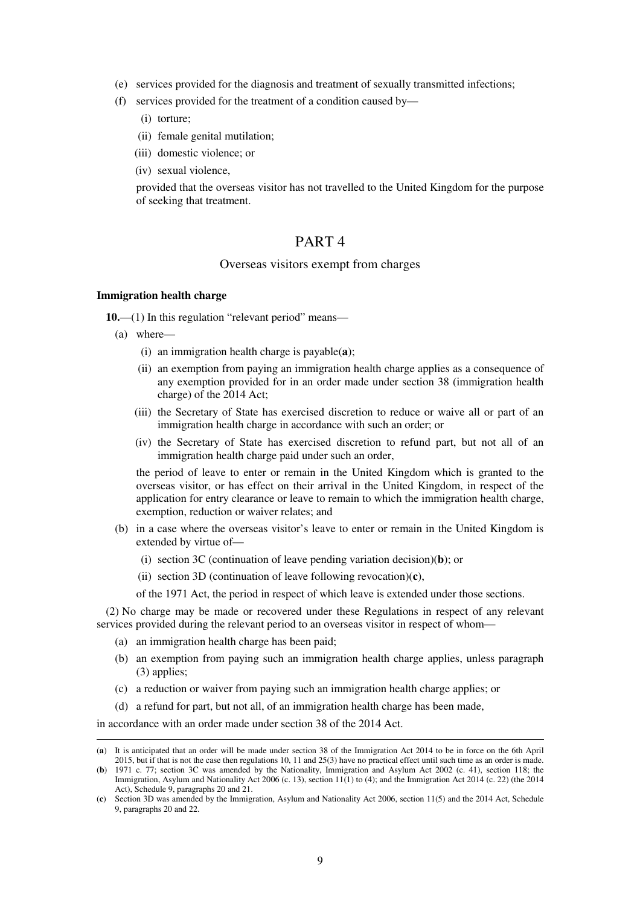(e) services provided for the diagnosis and treatment of sexually transmitted infections;

(f) services provided for the treatment of a condition caused by—

(i) torture;

(ii) female genital mutilation;

(iii) domestic violence; or

(iv) sexual violence,

provided that the overseas visitor has not travelled to the United Kingdom for the purpose of seeking that treatment.

# PART 4

## Overseas visitors exempt from charges

### Immigration health charge

**10.**—(1) In this regulation "relevant period" means—

(a) where—

(i) an immigration health charge is payable(**a**);

(ii) an exemption from paying an immigration health charge applies as a consequence of any exemption provided for in an order made under section 38 (immigration health charge) of the 2014 Act;

(iii) the Secretary of State has exercised discretion to reduce or waive all or part of an immigration health charge in accordance with such an order; or

(iv) the Secretary of State has exercised discretion to refund part, but not all of an immigration health charge paid under such an order,

the period of leave to enter or remain in the United Kingdom which is granted to the overseas visitor, or has effect on their arrival in the United Kingdom, in respect of the application for entry clearance or leave to remain to which the immigration health charge, exemption, reduction or waiver relates; and

(b) in a case where the overseas visitor's leave to enter or remain in the United Kingdom is extended by virtue of—

(i) section 3C (continuation of leave pending variation decision)(**b**); or

(ii) section 3D (continuation of leave following revocation)(**c**),

of the 1971 Act, the period in respect of which leave is extended under those sections.

(2) No charge may be made or recovered under these Regulations in respect of any relevant services provided during the relevant period to an overseas visitor in respect of whom—

(a) an immigration health charge has been paid;

(b) an exemption from paying such an immigration health charge applies, unless paragraph (3) applies;

(c) a reduction or waiver from paying such an immigration health charge applies; or

(d) a refund for part, but not all, of an immigration health charge has been made,

in accordance with an order made under section 38 of the 2014 Act.

---

(**a**) It is anticipated that an order will be made under section 38 of the Immigration Act 2014 to be in force on the 6th April 2015, but if that is not the case then regulations 10, 11 and 25(3) have no practical effect until such time as an order is made.

(**b**) 1971 c. 77; section 3C was amended by the Nationality, Immigration and Asylum Act 2002 (c. 41), section 118; the Immigration, Asylum and Nationality Act 2006 (c. 13), section 11(1) to (4); and the Immigration Act 2014 (c. 22) (the 2014 Act), Schedule 9, paragraphs 20 and 21.

(**c**) Section 3D was amended by the Immigration, Asylum and Nationality Act 2006, section 11(5) and the 2014 Act, Schedule 9, paragraphs 20 and 22.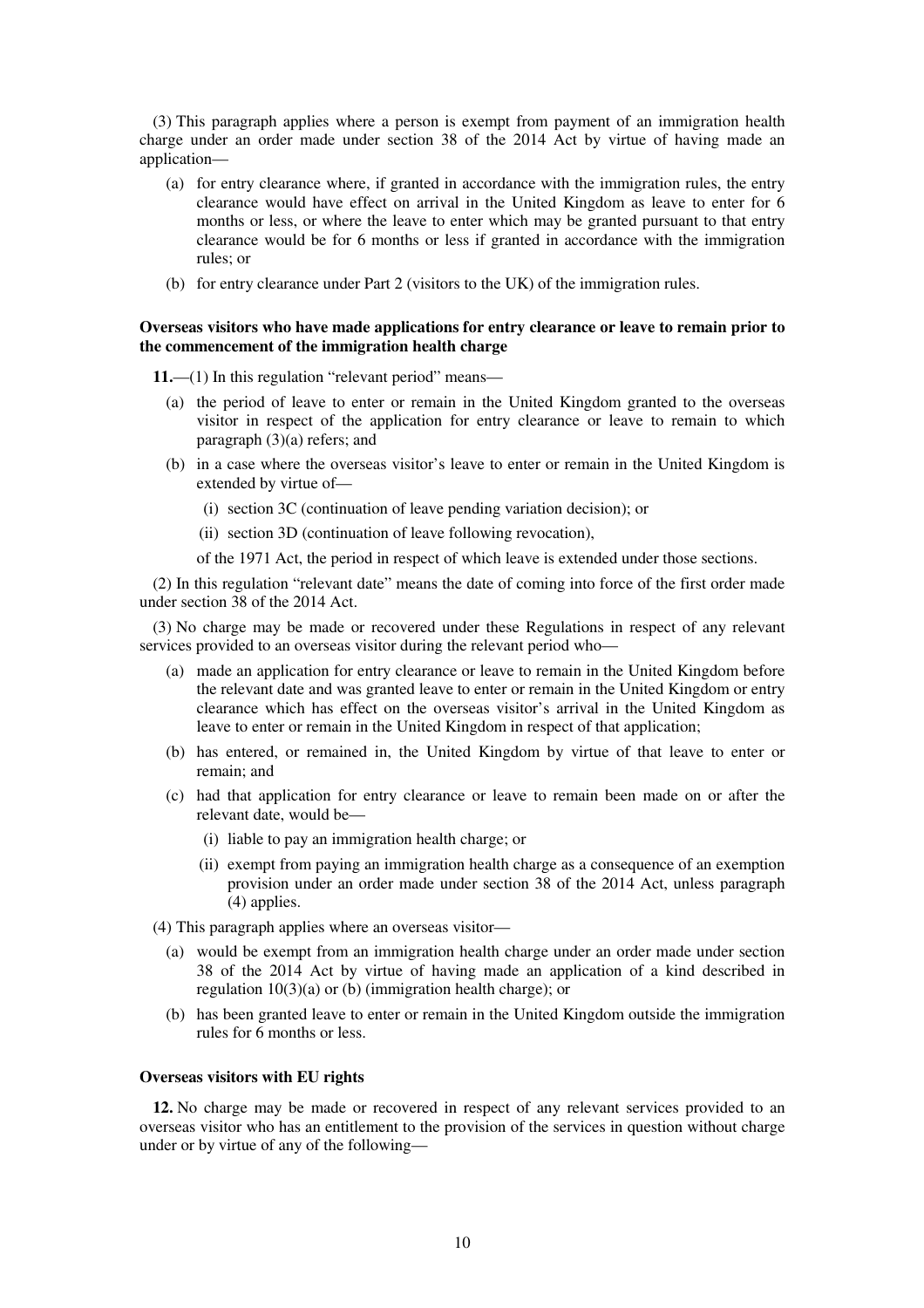(3) This paragraph applies where a person is exempt from payment of an immigration health charge under an order made under section 38 of the 2014 Act by virtue of having made an application—

(a) for entry clearance where, if granted in accordance with the immigration rules, the entry clearance would have effect on arrival in the United Kingdom as leave to enter for 6 months or less, or where the leave to enter which may be granted pursuant to that entry clearance would be for 6 months or less if granted in accordance with the immigration rules; or

(b) for entry clearance under Part 2 (visitors to the UK) of the immigration rules.

**Overseas visitors who have made applications for entry clearance or leave to remain prior to the commencement of the immigration health charge**

**11.**—(1) In this regulation "relevant period" means—

(a) the period of leave to enter or remain in the United Kingdom granted to the overseas visitor in respect of the application for entry clearance or leave to remain to which paragraph (3)(a) refers; and

(b) in a case where the overseas visitor's leave to enter or remain in the United Kingdom is extended by virtue of—

(i) section 3C (continuation of leave pending variation decision); or

(ii) section 3D (continuation of leave following revocation),

of the 1971 Act, the period in respect of which leave is extended under those sections.

(2) In this regulation "relevant date" means the date of coming into force of the first order made under section 38 of the 2014 Act.

(3) No charge may be made or recovered under these Regulations in respect of any relevant services provided to an overseas visitor during the relevant period who—

(a) made an application for entry clearance or leave to remain in the United Kingdom before the relevant date and was granted leave to enter or remain in the United Kingdom or entry clearance which has effect on the overseas visitor's arrival in the United Kingdom as leave to enter or remain in the United Kingdom in respect of that application;

(b) has entered, or remained in, the United Kingdom by virtue of that leave to enter or remain; and

(c) had that application for entry clearance or leave to remain been made on or after the relevant date, would be—

(i) liable to pay an immigration health charge; or

(ii) exempt from paying an immigration health charge as a consequence of an exemption provision under an order made under section 38 of the 2014 Act, unless paragraph (4) applies.

(4) This paragraph applies where an overseas visitor—

(a) would be exempt from an immigration health charge under an order made under section 38 of the 2014 Act by virtue of having made an application of a kind described in regulation 10(3)(a) or (b) (immigration health charge); or

(b) has been granted leave to enter or remain in the United Kingdom outside the immigration rules for 6 months or less.

**Overseas visitors with EU rights**

**12.** No charge may be made or recovered in respect of any relevant services provided to an overseas visitor who has an entitlement to the provision of the services in question without charge under or by virtue of any of the following—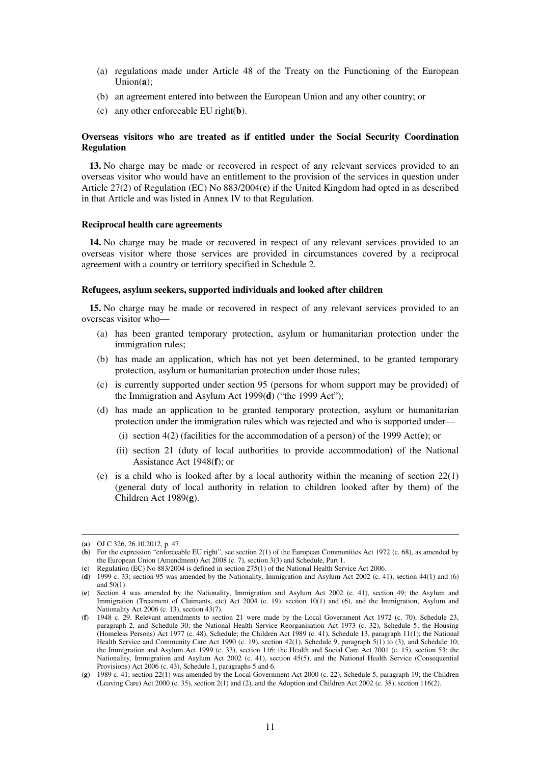(a) regulations made under Article 48 of the Treaty on the Functioning of the European Union(**a**);

(b) an agreement entered into between the European Union and any other country; or

(c) any other enforceable EU right(**b**).

**Overseas visitors who are treated as if entitled under the Social Security Coordination Regulation**

**13.** No charge may be made or recovered in respect of any relevant services provided to an overseas visitor who would have an entitlement to the provision of the services in question under Article 27(2) of Regulation (EC) No 883/2004(**c**) if the United Kingdom had opted in as described in that Article and was listed in Annex IV to that Regulation.

**Reciprocal health care agreements**

**14.** No charge may be made or recovered in respect of any relevant services provided to an overseas visitor where those services are provided in circumstances covered by a reciprocal agreement with a country or territory specified in Schedule 2.

**Refugees, asylum seekers, supported individuals and looked after children**

**15.** No charge may be made or recovered in respect of any relevant services provided to an overseas visitor who—

(a) has been granted temporary protection, asylum or humanitarian protection under the immigration rules;

(b) has made an application, which has not yet been determined, to be granted temporary protection, asylum or humanitarian protection under those rules;

(c) is currently supported under section 95 (persons for whom support may be provided) of the Immigration and Asylum Act 1999(**d**) ("the 1999 Act");

(d) has made an application to be granted temporary protection, asylum or humanitarian protection under the immigration rules which was rejected and who is supported under—

  (i) section 4(2) (facilities for the accommodation of a person) of the 1999 Act(**e**); or

  (ii) section 21 (duty of local authorities to provide accommodation) of the National Assistance Act 1948(**f**); or

(e) is a child who is looked after by a local authority within the meaning of section 22(1) (general duty of local authority in relation to children looked after by them) of the Children Act 1989(**g**).

---

(**a**) OJ C 326, 26.10.2012, p. 47.

(**b**) For the expression "enforceable EU right", see section 2(1) of the European Communities Act 1972 (c. 68), as amended by the European Union (Amendment) Act 2008 (c. 7), section 3(3) and Schedule, Part 1.

(**c**) Regulation (EC) No 883/2004 is defined in section 275(1) of the National Health Service Act 2006.

(**d**) 1999 c. 33; section 95 was amended by the Nationality, Immigration and Asylum Act 2002 (c. 41), section 44(1) and (6) and 50(1).

(**e**) Section 4 was amended by the Nationality, Immigration and Asylum Act 2002 (c. 41), section 49; the Asylum and Immigration (Treatment of Claimants, etc) Act 2004 (c. 19), section 10(1) and (6), and the Immigration, Asylum and Nationality Act 2006 (c. 13), section 43(7).

(**f**) 1948 c. 29. Relevant amendments to section 21 were made by the Local Government Act 1972 (c. 70), Schedule 23, paragraph 2, and Schedule 30; the National Health Service Reorganisation Act 1973 (c. 32), Schedule 5; the Housing (Homeless Persons) Act 1977 (c. 48), Schedule; the Children Act 1989 (c. 41), Schedule 13, paragraph 11(1); the National Health Service and Community Care Act 1990 (c. 19), section 42(1), Schedule 9, paragraph 5(1) to (3), and Schedule 10; the Immigration and Asylum Act 1999 (c. 33), section 116; the Health and Social Care Act 2001 (c. 15), section 53; the Nationality, Immigration and Asylum Act 2002 (c. 41), section 45(5), and the National Health Service (Consequential Provisions) Act 2006 (c. 43), Schedule 1, paragraphs 5 and 6.

(**g**) 1989 c. 41; section 22(1) was amended by the Local Government Act 2000 (c. 22), Schedule 5, paragraph 19; the Children (Leaving Care) Act 2000 (c. 35), section 2(1) and (2), and the Adoption and Children Act 2002 (c. 38), section 116(2).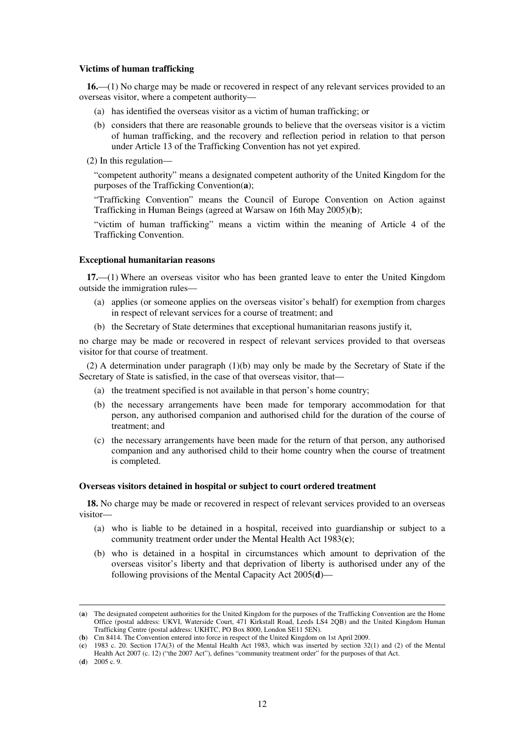**Victims of human trafficking**

**16.**—(1) No charge may be made or recovered in respect of any relevant services provided to an overseas visitor, where a competent authority—

(a) has identified the overseas visitor as a victim of human trafficking; or

(b) considers that there are reasonable grounds to believe that the overseas visitor is a victim of human trafficking, and the recovery and reflection period in relation to that person under Article 13 of the Trafficking Convention has not yet expired.

(2) In this regulation—

"competent authority" means a designated competent authority of the United Kingdom for the purposes of the Trafficking Convention(**a**);

"Trafficking Convention" means the Council of Europe Convention on Action against Trafficking in Human Beings (agreed at Warsaw on 16th May 2005)(**b**);

"victim of human trafficking" means a victim within the meaning of Article 4 of the Trafficking Convention.

**Exceptional humanitarian reasons**

**17.**—(1) Where an overseas visitor who has been granted leave to enter the United Kingdom outside the immigration rules—

(a) applies (or someone applies on the overseas visitor's behalf) for exemption from charges in respect of relevant services for a course of treatment; and

(b) the Secretary of State determines that exceptional humanitarian reasons justify it,

no charge may be made or recovered in respect of relevant services provided to that overseas visitor for that course of treatment.

(2) A determination under paragraph (1)(b) may only be made by the Secretary of State if the Secretary of State is satisfied, in the case of that overseas visitor, that—

(a) the treatment specified is not available in that person's home country;

(b) the necessary arrangements have been made for temporary accommodation for that person, any authorised companion and authorised child for the duration of the course of treatment; and

(c) the necessary arrangements have been made for the return of that person, any authorised companion and any authorised child to their home country when the course of treatment is completed.

**Overseas visitors detained in hospital or subject to court ordered treatment**

**18.** No charge may be made or recovered in respect of relevant services provided to an overseas visitor—

(a) who is liable to be detained in a hospital, received into guardianship or subject to a community treatment order under the Mental Health Act 1983(**c**);

(b) who is detained in a hospital in circumstances which amount to deprivation of the overseas visitor's liberty and that deprivation of liberty is authorised under any of the following provisions of the Mental Capacity Act 2005(**d**)—

---

(**a**) The designated competent authorities for the United Kingdom for the purposes of the Trafficking Convention are the Home Office (postal address: UKVI, Waterside Court, 471 Kirkstall Road, Leeds LS4 2QB) and the United Kingdom Human Trafficking Centre (postal address: UKHTC, PO Box 8000, London SE11 5EN).

(**b**) Cm 8414. The Convention entered into force in respect of the United Kingdom on 1st April 2009.

(**c**) 1983 c. 20. Section 17A(3) of the Mental Health Act 1983, which was inserted by section 32(1) and (2) of the Mental Health Act 2007 (c. 12) ("the 2007 Act"), defines "community treatment order" for the purposes of that Act.

(**d**) 2005 c. 9.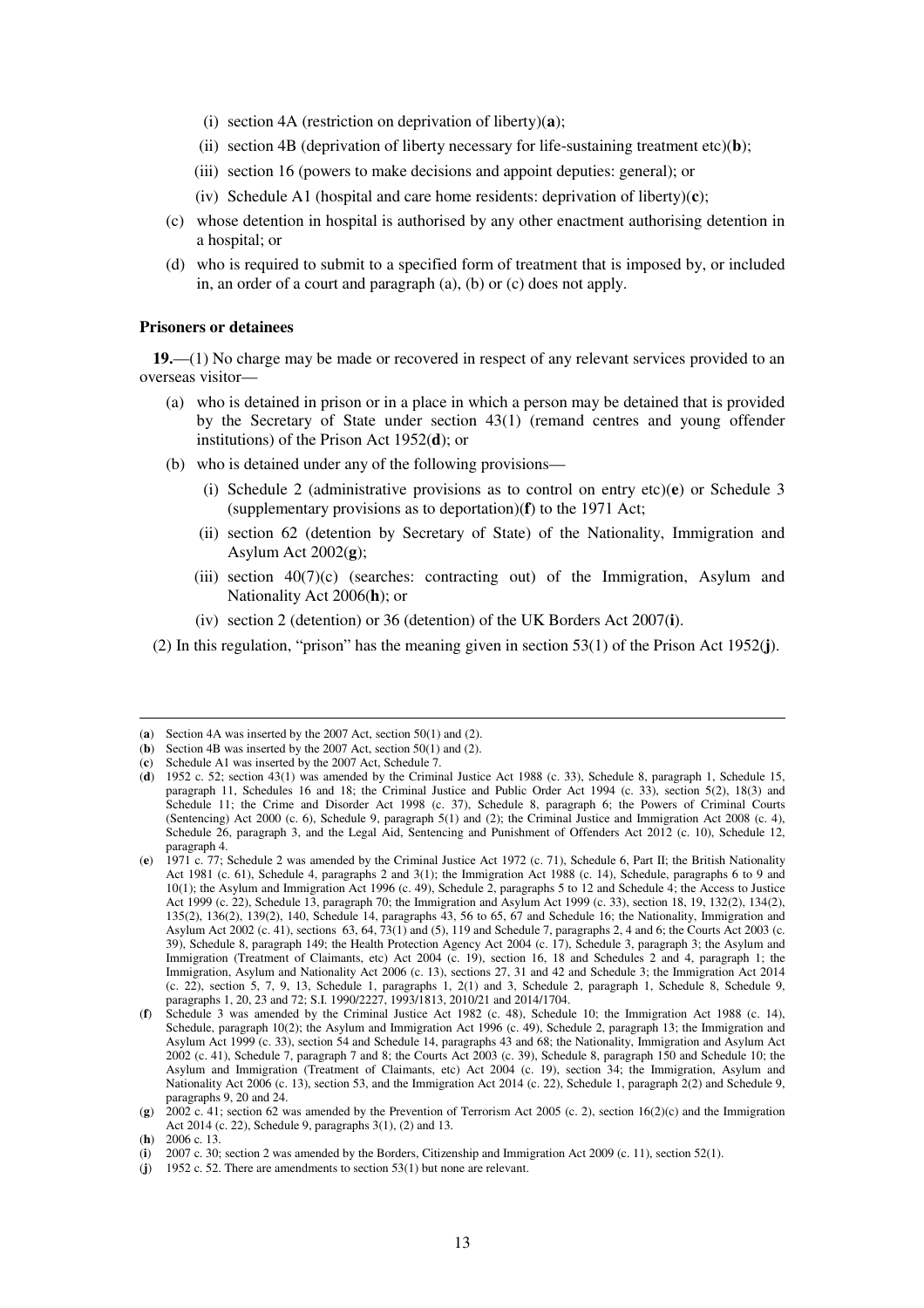(i) section 4A (restriction on deprivation of liberty)(**a**);

(ii) section 4B (deprivation of liberty necessary for life-sustaining treatment etc)(**b**);

(iii) section 16 (powers to make decisions and appoint deputies: general); or

(iv) Schedule A1 (hospital and care home residents: deprivation of liberty)(**c**);

(c) whose detention in hospital is authorised by any other enactment authorising detention in a hospital; or

(d) who is required to submit to a specified form of treatment that is imposed by, or included in, an order of a court and paragraph (a), (b) or (c) does not apply.

**Prisoners or detainees**

**19.**—(1) No charge may be made or recovered in respect of any relevant services provided to an overseas visitor—

(a) who is detained in prison or in a place in which a person may be detained that is provided by the Secretary of State under section 43(1) (remand centres and young offender institutions) of the Prison Act 1952(**d**); or

(b) who is detained under any of the following provisions—

(i) Schedule 2 (administrative provisions as to control on entry etc)(**e**) or Schedule 3 (supplementary provisions as to deportation)(**f**) to the 1971 Act;

(ii) section 62 (detention by Secretary of State) of the Nationality, Immigration and Asylum Act 2002(**g**);

(iii) section 40(7)(c) (searches: contracting out) of the Immigration, Asylum and Nationality Act 2006(**h**); or

(iv) section 2 (detention) or 36 (detention) of the UK Borders Act 2007(**i**).

(2) In this regulation, "prison" has the meaning given in section 53(1) of the Prison Act 1952(**j**).

---

(**a**) Section 4A was inserted by the 2007 Act, section 50(1) and (2).

(**b**) Section 4B was inserted by the 2007 Act, section 50(1) and (2).

(**c**) Schedule A1 was inserted by the 2007 Act, Schedule 7.

(**d**) 1952 c. 52; section 43(1) was amended by the Criminal Justice Act 1988 (c. 33), Schedule 8, paragraph 1, Schedule 15, paragraph 11, Schedules 16 and 18; the Criminal Justice and Public Order Act 1994 (c. 33), section 5(2), 18(3) and Schedule 11; the Crime and Disorder Act 1998 (c. 37), Schedule 8, paragraph 6; the Powers of Criminal Courts (Sentencing) Act 2000 (c. 6), Schedule 9, paragraph 5(1) and (2); the Criminal Justice and Immigration Act 2008 (c. 4), Schedule 26, paragraph 3, and the Legal Aid, Sentencing and Punishment of Offenders Act 2012 (c. 10), Schedule 12, paragraph 4.

(**e**) 1971 c. 77; Schedule 2 was amended by the Criminal Justice Act 1972 (c. 71), Schedule 6, Part II; the British Nationality Act 1981 (c. 61), Schedule 4, paragraphs 2 and 3(1); the Immigration Act 1988 (c. 14), Schedule, paragraphs 6 to 9 and 10(1); the Asylum and Immigration Act 1996 (c. 49), Schedule 2, paragraphs 5 to 12 and Schedule 4; the Access to Justice Act 1999 (c. 22), Schedule 13, paragraph 70; the Immigration and Asylum Act 1999 (c. 33), section 18, 19, 132(2), 134(2), 135(2), 136(2), 139(2), 140, Schedule 14, paragraphs 43, 56 to 65, 67 and Schedule 16; the Nationality, Immigration and Asylum Act 2002 (c. 41), sections 63, 64, 73(1) and (5), 119 and Schedule 7, paragraphs 2, 4 and 6; the Courts Act 2003 (c. 39), Schedule 8, paragraph 149; the Health Protection Agency Act 2004 (c. 17), Schedule 3, paragraph 3; the Asylum and Immigration (Treatment of Claimants, etc) Act 2004 (c. 19), section 16, 18 and Schedules 2 and 4, paragraph 1; the Immigration, Asylum and Nationality Act 2006 (c. 13), sections 27, 31 and 42 and Schedule 3; the Immigration Act 2014 (c. 22), section 5, 7, 9, 13, Schedule 1, paragraphs 1, 2(1) and 3, Schedule 2, paragraph 1, Schedule 8, Schedule 9, paragraphs 1, 20, 23 and 72; S.I. 1990/2227, 1993/1813, 2010/21 and 2014/1704.

(**f**) Schedule 3 was amended by the Criminal Justice Act 1982 (c. 48), Schedule 10; the Immigration Act 1988 (c. 14), Schedule, paragraph 10(2); the Asylum and Immigration Act 1996 (c. 49), Schedule 2, paragraph 13; the Immigration and Asylum Act 1999 (c. 33), section 54 and Schedule 14, paragraphs 43 and 68; the Nationality, Immigration and Asylum Act 2002 (c. 41), Schedule 7, paragraph 7 and 8; the Courts Act 2003 (c. 39), Schedule 8, paragraph 150 and Schedule 10; the Asylum and Immigration (Treatment of Claimants, etc) Act 2004 (c. 19), section 34; the Immigration, Asylum and Nationality Act 2006 (c. 13), section 53, and the Immigration Act 2014 (c. 22), Schedule 1, paragraph 2(2) and Schedule 9, paragraphs 9, 20 and 24.

(**g**) 2002 c. 41; section 62 was amended by the Prevention of Terrorism Act 2005 (c. 2), section 16(2)(c) and the Immigration Act 2014 (c. 22), Schedule 9, paragraphs 3(1), (2) and 13.

(**h**) 2006 c. 13.

(**i**) 2007 c. 30; section 2 was amended by the Borders, Citizenship and Immigration Act 2009 (c. 11), section 52(1).

(**j**) 1952 c. 52. There are amendments to section 53(1) but none are relevant.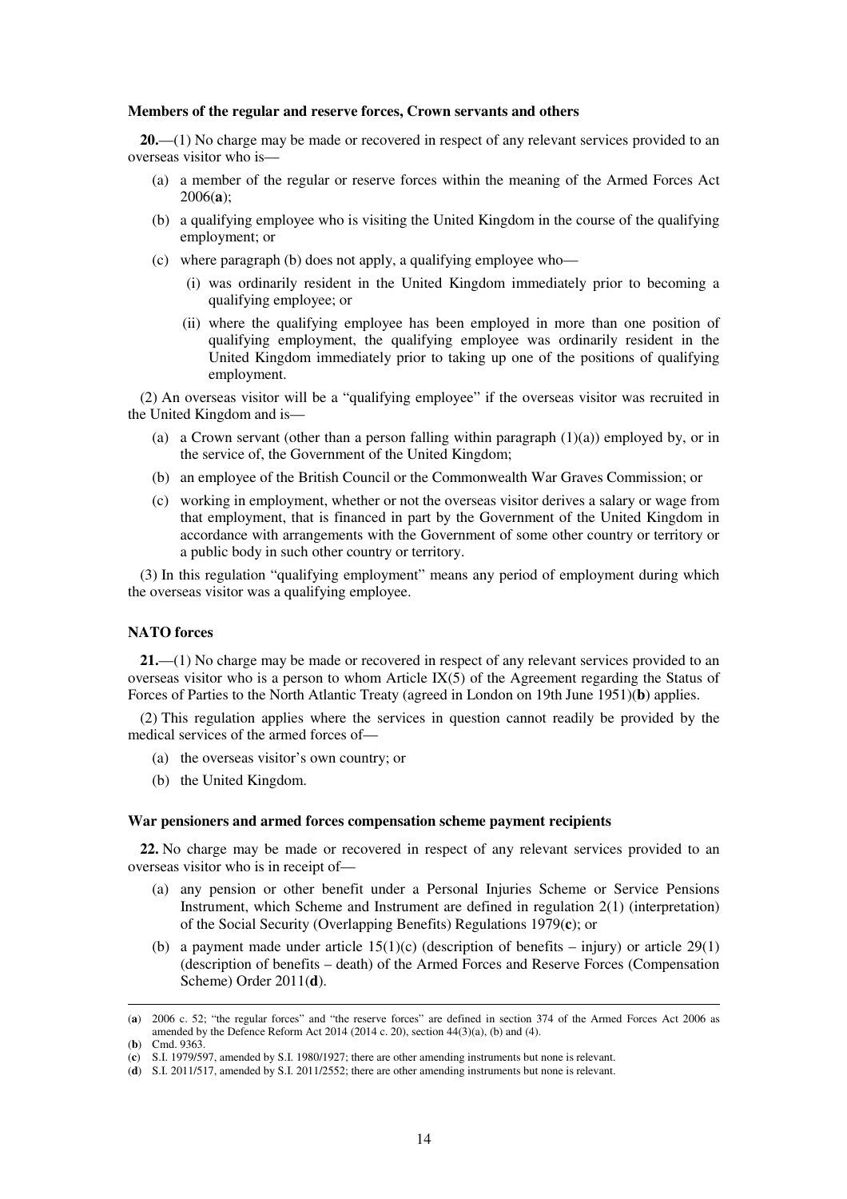**Members of the regular and reserve forces, Crown servants and others**

**20.**—(1) No charge may be made or recovered in respect of any relevant services provided to an overseas visitor who is—

- (a) a member of the regular or reserve forces within the meaning of the Armed Forces Act 2006(**a**);
- (b) a qualifying employee who is visiting the United Kingdom in the course of the qualifying employment; or
- (c) where paragraph (b) does not apply, a qualifying employee who—
  - (i) was ordinarily resident in the United Kingdom immediately prior to becoming a qualifying employee; or
  - (ii) where the qualifying employee has been employed in more than one position of qualifying employment, the qualifying employee was ordinarily resident in the United Kingdom immediately prior to taking up one of the positions of qualifying employment.

(2) An overseas visitor will be a "qualifying employee" if the overseas visitor was recruited in the United Kingdom and is—

- (a) a Crown servant (other than a person falling within paragraph (1)(a)) employed by, or in the service of, the Government of the United Kingdom;
- (b) an employee of the British Council or the Commonwealth War Graves Commission; or
- (c) working in employment, whether or not the overseas visitor derives a salary or wage from that employment, that is financed in part by the Government of the United Kingdom in accordance with arrangements with the Government of some other country or territory or a public body in such other country or territory.

(3) In this regulation "qualifying employment" means any period of employment during which the overseas visitor was a qualifying employee.

**NATO forces**

**21.**—(1) No charge may be made or recovered in respect of any relevant services provided to an overseas visitor who is a person to whom Article IX(5) of the Agreement regarding the Status of Forces of Parties to the North Atlantic Treaty (agreed in London on 19th June 1951)(**b**) applies.

(2) This regulation applies where the services in question cannot readily be provided by the medical services of the armed forces of—

- (a) the overseas visitor's own country; or
- (b) the United Kingdom.

**War pensioners and armed forces compensation scheme payment recipients**

**22.** No charge may be made or recovered in respect of any relevant services provided to an overseas visitor who is in receipt of—

- (a) any pension or other benefit under a Personal Injuries Scheme or Service Pensions Instrument, which Scheme and Instrument are defined in regulation 2(1) (interpretation) of the Social Security (Overlapping Benefits) Regulations 1979(**c**); or
- (b) a payment made under article 15(1)(c) (description of benefits – injury) or article 29(1) (description of benefits – death) of the Armed Forces and Reserve Forces (Compensation Scheme) Order 2011(**d**).

---

(**a**) 2006 c. 52; "the regular forces" and "the reserve forces" are defined in section 374 of the Armed Forces Act 2006 as amended by the Defence Reform Act 2014 (2014 c. 20), section 44(3)(a), (b) and (4).

(**b**) Cmd. 9363.

(**c**) S.I. 1979/597, amended by S.I. 1980/1927; there are other amending instruments but none is relevant.

(**d**) S.I. 2011/517, amended by S.I. 2011/2552; there are other amending instruments but none is relevant.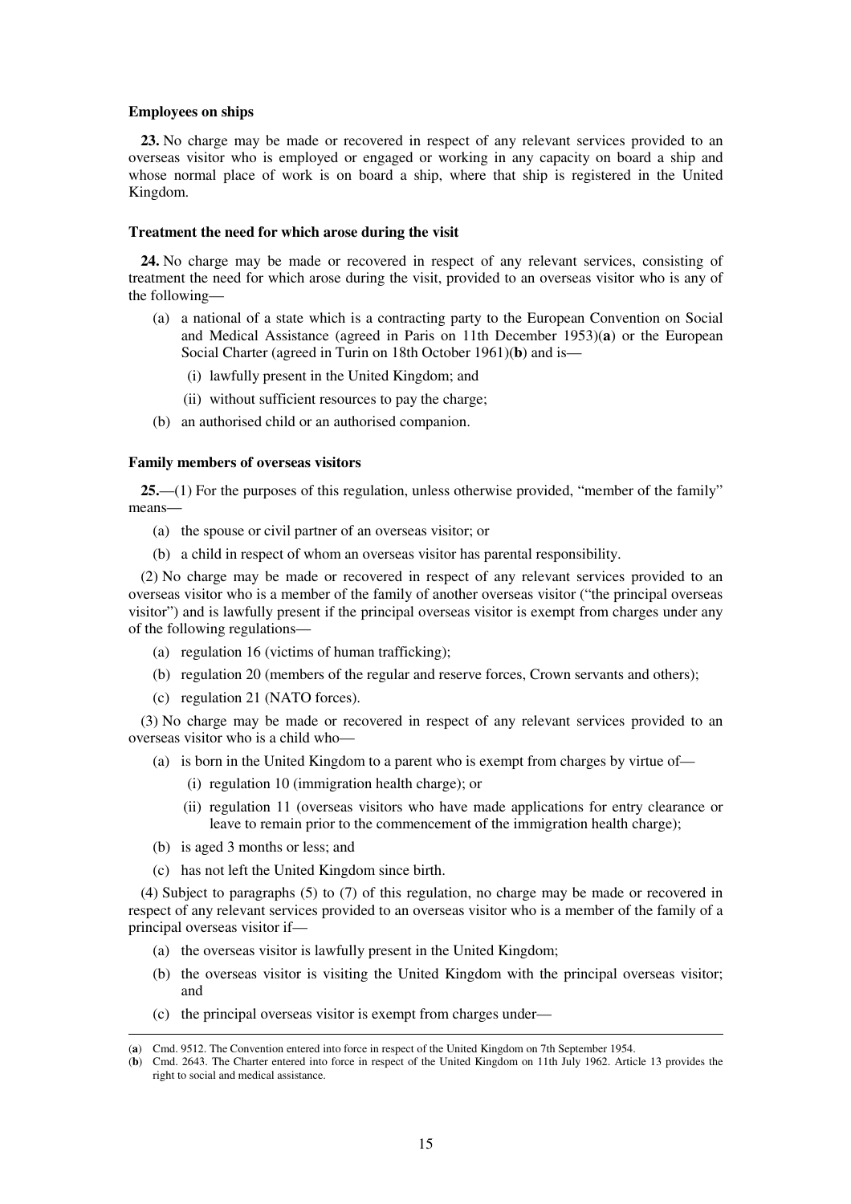**Employees on ships**

**23.** No charge may be made or recovered in respect of any relevant services provided to an overseas visitor who is employed or engaged or working in any capacity on board a ship and whose normal place of work is on board a ship, where that ship is registered in the United Kingdom.

**Treatment the need for which arose during the visit**

**24.** No charge may be made or recovered in respect of any relevant services, consisting of treatment the need for which arose during the visit, provided to an overseas visitor who is any of the following—

- (a) a national of a state which is a contracting party to the European Convention on Social and Medical Assistance (agreed in Paris on 11th December 1953)(**a**) or the European Social Charter (agreed in Turin on 18th October 1961)(**b**) and is—
  - (i) lawfully present in the United Kingdom; and
  - (ii) without sufficient resources to pay the charge;
- (b) an authorised child or an authorised companion.

**Family members of overseas visitors**

**25.**—(1) For the purposes of this regulation, unless otherwise provided, "member of the family" means—

- (a) the spouse or civil partner of an overseas visitor; or
- (b) a child in respect of whom an overseas visitor has parental responsibility.

(2) No charge may be made or recovered in respect of any relevant services provided to an overseas visitor who is a member of the family of another overseas visitor ("the principal overseas visitor") and is lawfully present if the principal overseas visitor is exempt from charges under any of the following regulations—

- (a) regulation 16 (victims of human trafficking);
- (b) regulation 20 (members of the regular and reserve forces, Crown servants and others);
- (c) regulation 21 (NATO forces).

(3) No charge may be made or recovered in respect of any relevant services provided to an overseas visitor who is a child who—

- (a) is born in the United Kingdom to a parent who is exempt from charges by virtue of—
  - (i) regulation 10 (immigration health charge); or
  - (ii) regulation 11 (overseas visitors who have made applications for entry clearance or leave to remain prior to the commencement of the immigration health charge);
- (b) is aged 3 months or less; and
- (c) has not left the United Kingdom since birth.

(4) Subject to paragraphs (5) to (7) of this regulation, no charge may be made or recovered in respect of any relevant services provided to an overseas visitor who is a member of the family of a principal overseas visitor if—

- (a) the overseas visitor is lawfully present in the United Kingdom;
- (b) the overseas visitor is visiting the United Kingdom with the principal overseas visitor; and
- (c) the principal overseas visitor is exempt from charges under—

---

(**a**) Cmd. 9512. The Convention entered into force in respect of the United Kingdom on 7th September 1954.

(**b**) Cmd. 2643. The Charter entered into force in respect of the United Kingdom on 11th July 1962. Article 13 provides the right to social and medical assistance.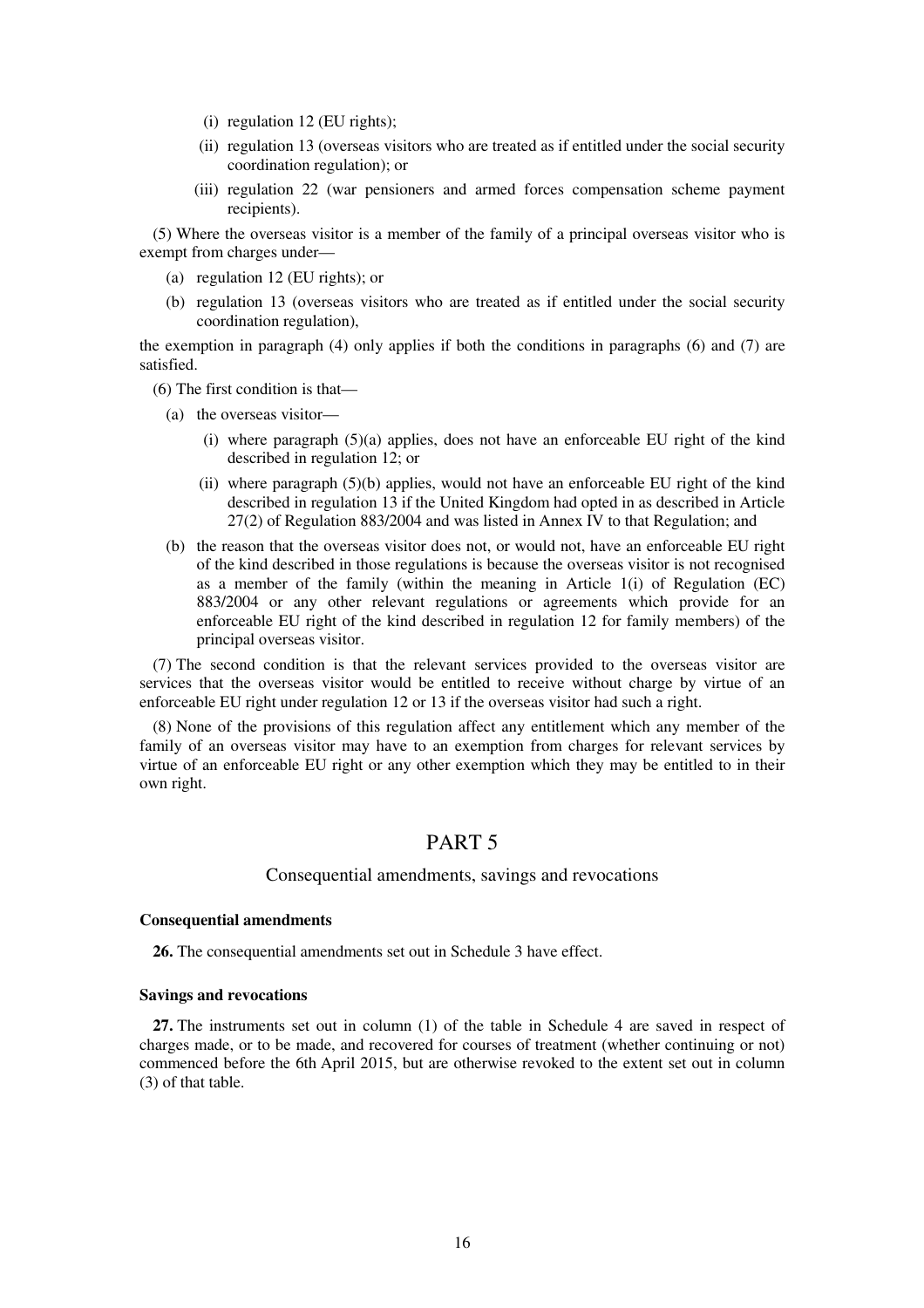(i) regulation 12 (EU rights);

(ii) regulation 13 (overseas visitors who are treated as if entitled under the social security coordination regulation); or

(iii) regulation 22 (war pensioners and armed forces compensation scheme payment recipients).

(5) Where the overseas visitor is a member of the family of a principal overseas visitor who is exempt from charges under—

(a) regulation 12 (EU rights); or

(b) regulation 13 (overseas visitors who are treated as if entitled under the social security coordination regulation),

the exemption in paragraph (4) only applies if both the conditions in paragraphs (6) and (7) are satisfied.

(6) The first condition is that—

(a) the overseas visitor—

(i) where paragraph (5)(a) applies, does not have an enforceable EU right of the kind described in regulation 12; or

(ii) where paragraph (5)(b) applies, would not have an enforceable EU right of the kind described in regulation 13 if the United Kingdom had opted in as described in Article 27(2) of Regulation 883/2004 and was listed in Annex IV to that Regulation; and

(b) the reason that the overseas visitor does not, or would not, have an enforceable EU right of the kind described in those regulations is because the overseas visitor is not recognised as a member of the family (within the meaning in Article 1(i) of Regulation (EC) 883/2004 or any other relevant regulations or agreements which provide for an enforceable EU right of the kind described in regulation 12 for family members) of the principal overseas visitor.

(7) The second condition is that the relevant services provided to the overseas visitor are services that the overseas visitor would be entitled to receive without charge by virtue of an enforceable EU right under regulation 12 or 13 if the overseas visitor had such a right.

(8) None of the provisions of this regulation affect any entitlement which any member of the family of an overseas visitor may have to an exemption from charges for relevant services by virtue of an enforceable EU right or any other exemption which they may be entitled to in their own right.

# PART 5

## Consequential amendments, savings and revocations

### Consequential amendments

**26.** The consequential amendments set out in Schedule 3 have effect.

### Savings and revocations

**27.** The instruments set out in column (1) of the table in Schedule 4 are saved in respect of charges made, or to be made, and recovered for courses of treatment (whether continuing or not) commenced before the 6th April 2015, but are otherwise revoked to the extent set out in column (3) of that table.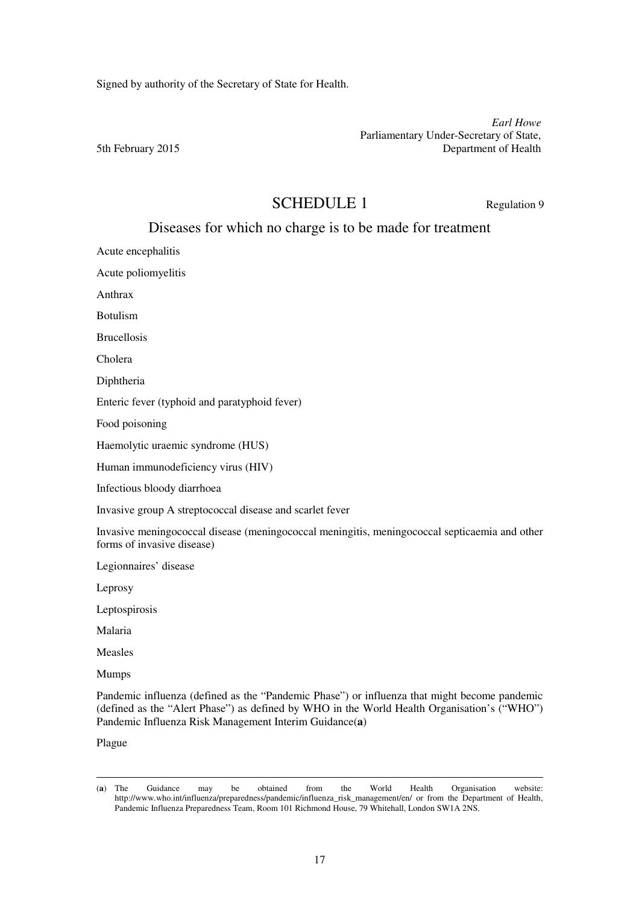Signed by authority of the Secretary of State for Health.

*Earl Howe*
Parliamentary Under-Secretary of State,
Department of Health

5th February 2015

# SCHEDULE 1

Regulation 9

## Diseases for which no charge is to be made for treatment

Acute encephalitis

Acute poliomyelitis

Anthrax

Botulism

Brucellosis

Cholera

Diphtheria

Enteric fever (typhoid and paratyphoid fever)

Food poisoning

Haemolytic uraemic syndrome (HUS)

Human immunodeficiency virus (HIV)

Infectious bloody diarrhoea

Invasive group A streptococcal disease and scarlet fever

Invasive meningococcal disease (meningococcal meningitis, meningococcal septicaemia and other forms of invasive disease)

Legionnaires' disease

Leprosy

Leptospirosis

Malaria

Measles

Mumps

Pandemic influenza (defined as the "Pandemic Phase") or influenza that might become pandemic (defined as the "Alert Phase") as defined by WHO in the World Health Organisation's ("WHO") Pandemic Influenza Risk Management Interim Guidance(**a**)

Plague

---

(**a**) The Guidance may be obtained from the World Health Organisation website: http://www.who.int/influenza/preparedness/pandemic/influenza_risk_management/en/ or from the Department of Health, Pandemic Influenza Preparedness Team, Room 101 Richmond House, 79 Whitehall, London SW1A 2NS.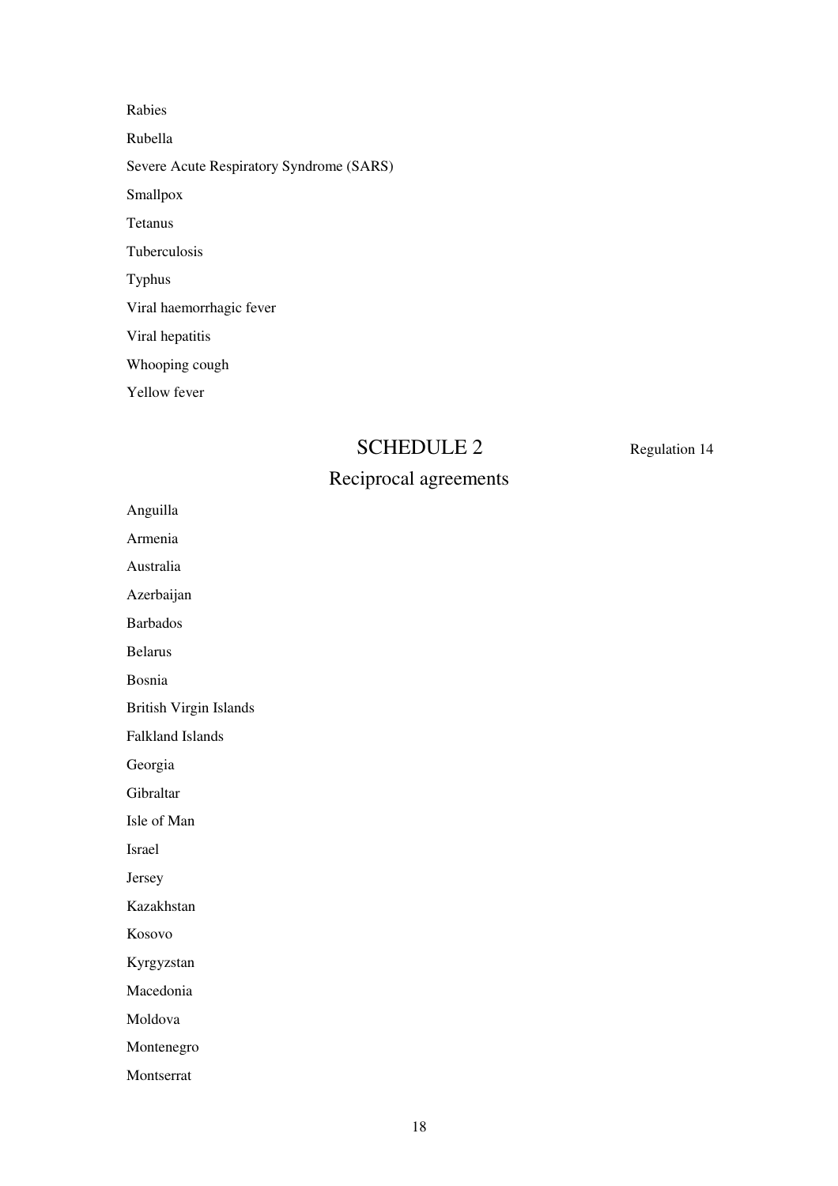Rabies

Rubella

Severe Acute Respiratory Syndrome (SARS)

Smallpox

Tetanus

Tuberculosis

Typhus

Viral haemorrhagic fever

Viral hepatitis

Whooping cough

Yellow fever

## SCHEDULE 2

Regulation 14

## Reciprocal agreements

Anguilla

Armenia

Australia

Azerbaijan

Barbados

Belarus

Bosnia

British Virgin Islands

Falkland Islands

Georgia

Gibraltar

Isle of Man

Israel

Jersey

Kazakhstan

Kosovo

Kyrgyzstan

Macedonia

Moldova

Montenegro

Montserrat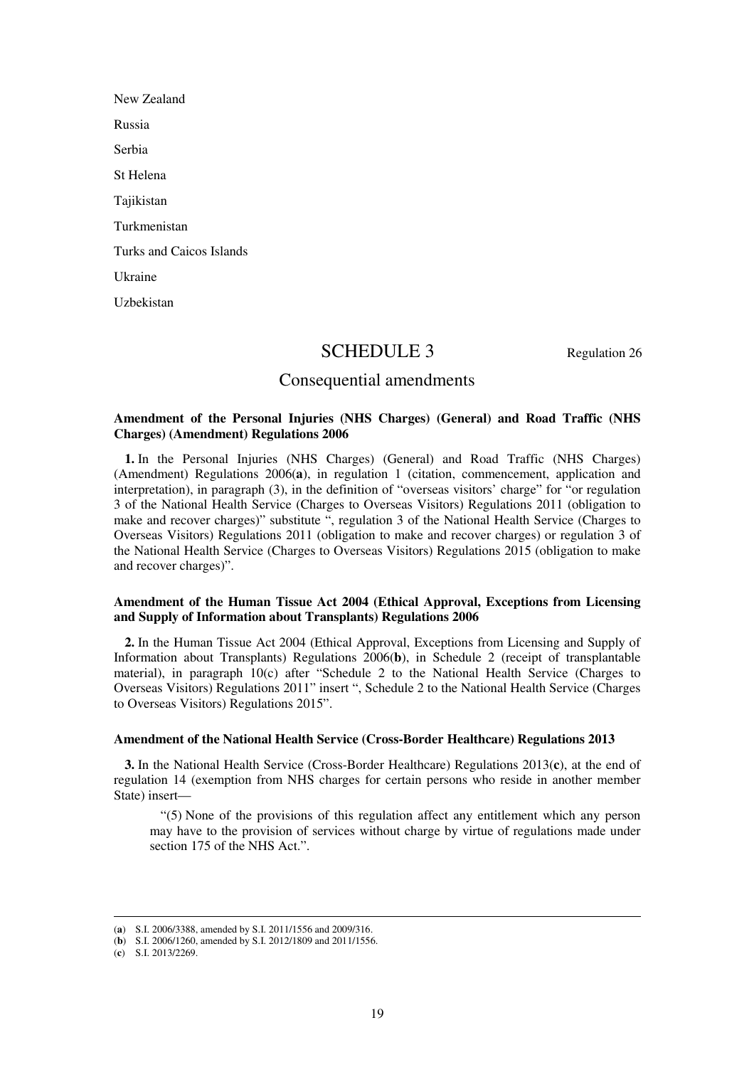New Zealand

Russia

Serbia

St Helena

Tajikistan

Turkmenistan

Turks and Caicos Islands

Ukraine

Uzbekistan

## SCHEDULE 3

Regulation 26

## Consequential amendments

**Amendment of the Personal Injuries (NHS Charges) (General) and Road Traffic (NHS Charges) (Amendment) Regulations 2006**

**1.** In the Personal Injuries (NHS Charges) (General) and Road Traffic (NHS Charges) (Amendment) Regulations 2006(**a**), in regulation 1 (citation, commencement, application and interpretation), in paragraph (3), in the definition of "overseas visitors' charge" for "or regulation 3 of the National Health Service (Charges to Overseas Visitors) Regulations 2011 (obligation to make and recover charges)" substitute ", regulation 3 of the National Health Service (Charges to Overseas Visitors) Regulations 2011 (obligation to make and recover charges) or regulation 3 of the National Health Service (Charges to Overseas Visitors) Regulations 2015 (obligation to make and recover charges)".

**Amendment of the Human Tissue Act 2004 (Ethical Approval, Exceptions from Licensing and Supply of Information about Transplants) Regulations 2006**

**2.** In the Human Tissue Act 2004 (Ethical Approval, Exceptions from Licensing and Supply of Information about Transplants) Regulations 2006(**b**), in Schedule 2 (receipt of transplantable material), in paragraph 10(c) after "Schedule 2 to the National Health Service (Charges to Overseas Visitors) Regulations 2011" insert ", Schedule 2 to the National Health Service (Charges to Overseas Visitors) Regulations 2015".

**Amendment of the National Health Service (Cross-Border Healthcare) Regulations 2013**

**3.** In the National Health Service (Cross-Border Healthcare) Regulations 2013(**c**), at the end of regulation 14 (exemption from NHS charges for certain persons who reside in another member State) insert—

> "(5) None of the provisions of this regulation affect any entitlement which any person may have to the provision of services without charge by virtue of regulations made under section 175 of the NHS Act.".

---

(**a**) S.I. 2006/3388, amended by S.I. 2011/1556 and 2009/316.

(**b**) S.I. 2006/1260, amended by S.I. 2012/1809 and 2011/1556.

(**c**) S.I. 2013/2269.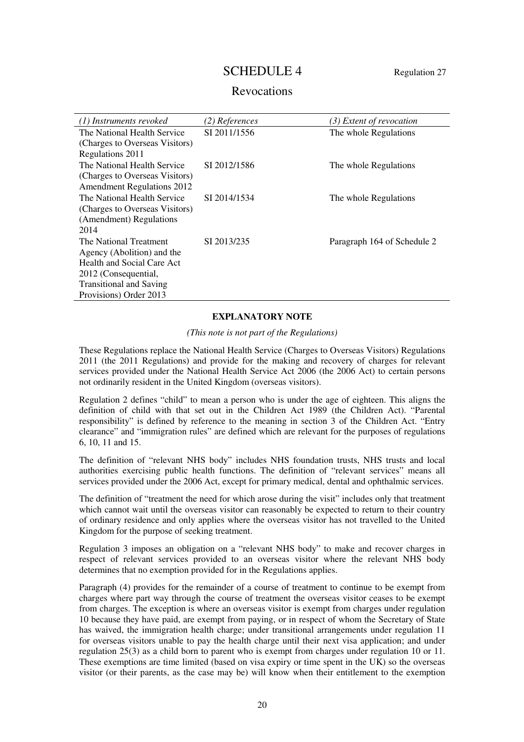# SCHEDULE 4

Regulation 27

## Revocations

| *(1) Instruments revoked* | *(2) References* | *(3) Extent of revocation* |
|---|---|---|
| The National Health Service (Charges to Overseas Visitors) Regulations 2011 | SI 2011/1556 | The whole Regulations |
| The National Health Service (Charges to Overseas Visitors) Amendment Regulations 2012 | SI 2012/1586 | The whole Regulations |
| The National Health Service (Charges to Overseas Visitors) (Amendment) Regulations 2014 | SI 2014/1534 | The whole Regulations |
| The National Treatment Agency (Abolition) and the Health and Social Care Act 2012 (Consequential, Transitional and Saving Provisions) Order 2013 | SI 2013/235 | Paragraph 164 of Schedule 2 |

**EXPLANATORY NOTE**

*(This note is not part of the Regulations)*

These Regulations replace the National Health Service (Charges to Overseas Visitors) Regulations 2011 (the 2011 Regulations) and provide for the making and recovery of charges for relevant services provided under the National Health Service Act 2006 (the 2006 Act) to certain persons not ordinarily resident in the United Kingdom (overseas visitors).

Regulation 2 defines "child" to mean a person who is under the age of eighteen. This aligns the definition of child with that set out in the Children Act 1989 (the Children Act). "Parental responsibility" is defined by reference to the meaning in section 3 of the Children Act. "Entry clearance" and "immigration rules" are defined which are relevant for the purposes of regulations 6, 10, 11 and 15.

The definition of "relevant NHS body" includes NHS foundation trusts, NHS trusts and local authorities exercising public health functions. The definition of "relevant services" means all services provided under the 2006 Act, except for primary medical, dental and ophthalmic services.

The definition of "treatment the need for which arose during the visit" includes only that treatment which cannot wait until the overseas visitor can reasonably be expected to return to their country of ordinary residence and only applies where the overseas visitor has not travelled to the United Kingdom for the purpose of seeking treatment.

Regulation 3 imposes an obligation on a "relevant NHS body" to make and recover charges in respect of relevant services provided to an overseas visitor where the relevant NHS body determines that no exemption provided for in the Regulations applies.

Paragraph (4) provides for the remainder of a course of treatment to continue to be exempt from charges where part way through the course of treatment the overseas visitor ceases to be exempt from charges. The exception is where an overseas visitor is exempt from charges under regulation 10 because they have paid, are exempt from paying, or in respect of whom the Secretary of State has waived, the immigration health charge; under transitional arrangements under regulation 11 for overseas visitors unable to pay the health charge until their next visa application; and under regulation 25(3) as a child born to parent who is exempt from charges under regulation 10 or 11. These exemptions are time limited (based on visa expiry or time spent in the UK) so the overseas visitor (or their parents, as the case may be) will know when their entitlement to the exemption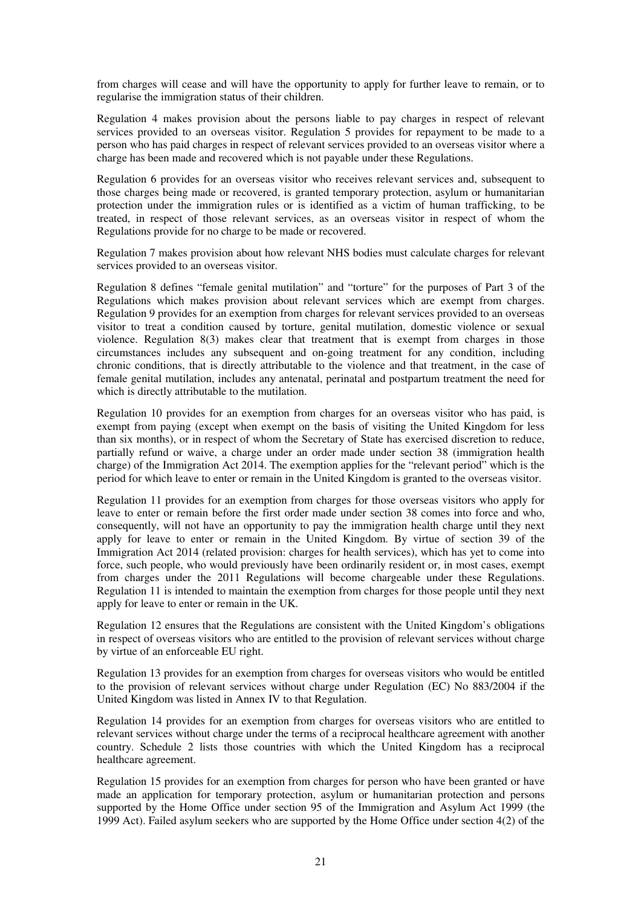from charges will cease and will have the opportunity to apply for further leave to remain, or to regularise the immigration status of their children.

Regulation 4 makes provision about the persons liable to pay charges in respect of relevant services provided to an overseas visitor. Regulation 5 provides for repayment to be made to a person who has paid charges in respect of relevant services provided to an overseas visitor where a charge has been made and recovered which is not payable under these Regulations.

Regulation 6 provides for an overseas visitor who receives relevant services and, subsequent to those charges being made or recovered, is granted temporary protection, asylum or humanitarian protection under the immigration rules or is identified as a victim of human trafficking, to be treated, in respect of those relevant services, as an overseas visitor in respect of whom the Regulations provide for no charge to be made or recovered.

Regulation 7 makes provision about how relevant NHS bodies must calculate charges for relevant services provided to an overseas visitor.

Regulation 8 defines "female genital mutilation" and "torture" for the purposes of Part 3 of the Regulations which makes provision about relevant services which are exempt from charges. Regulation 9 provides for an exemption from charges for relevant services provided to an overseas visitor to treat a condition caused by torture, genital mutilation, domestic violence or sexual violence. Regulation 8(3) makes clear that treatment that is exempt from charges in those circumstances includes any subsequent and on-going treatment for any condition, including chronic conditions, that is directly attributable to the violence and that treatment, in the case of female genital mutilation, includes any antenatal, perinatal and postpartum treatment the need for which is directly attributable to the mutilation.

Regulation 10 provides for an exemption from charges for an overseas visitor who has paid, is exempt from paying (except when exempt on the basis of visiting the United Kingdom for less than six months), or in respect of whom the Secretary of State has exercised discretion to reduce, partially refund or waive, a charge under an order made under section 38 (immigration health charge) of the Immigration Act 2014. The exemption applies for the "relevant period" which is the period for which leave to enter or remain in the United Kingdom is granted to the overseas visitor.

Regulation 11 provides for an exemption from charges for those overseas visitors who apply for leave to enter or remain before the first order made under section 38 comes into force and who, consequently, will not have an opportunity to pay the immigration health charge until they next apply for leave to enter or remain in the United Kingdom. By virtue of section 39 of the Immigration Act 2014 (related provision: charges for health services), which has yet to come into force, such people, who would previously have been ordinarily resident or, in most cases, exempt from charges under the 2011 Regulations will become chargeable under these Regulations. Regulation 11 is intended to maintain the exemption from charges for those people until they next apply for leave to enter or remain in the UK.

Regulation 12 ensures that the Regulations are consistent with the United Kingdom's obligations in respect of overseas visitors who are entitled to the provision of relevant services without charge by virtue of an enforceable EU right.

Regulation 13 provides for an exemption from charges for overseas visitors who would be entitled to the provision of relevant services without charge under Regulation (EC) No 883/2004 if the United Kingdom was listed in Annex IV to that Regulation.

Regulation 14 provides for an exemption from charges for overseas visitors who are entitled to relevant services without charge under the terms of a reciprocal healthcare agreement with another country. Schedule 2 lists those countries with which the United Kingdom has a reciprocal healthcare agreement.

Regulation 15 provides for an exemption from charges for person who have been granted or have made an application for temporary protection, asylum or humanitarian protection and persons supported by the Home Office under section 95 of the Immigration and Asylum Act 1999 (the 1999 Act). Failed asylum seekers who are supported by the Home Office under section 4(2) of the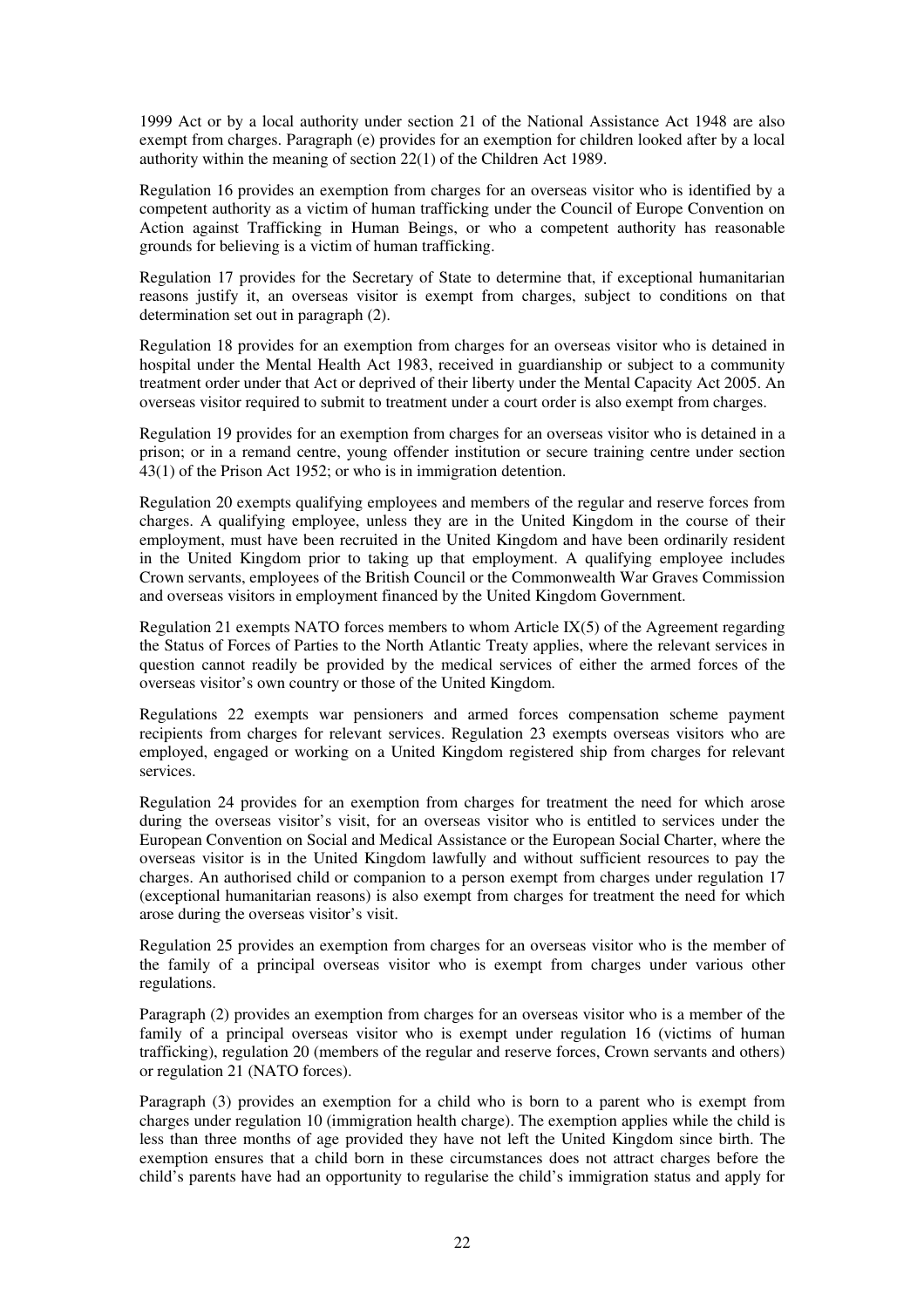1999 Act or by a local authority under section 21 of the National Assistance Act 1948 are also exempt from charges. Paragraph (e) provides for an exemption for children looked after by a local authority within the meaning of section 22(1) of the Children Act 1989.

Regulation 16 provides an exemption from charges for an overseas visitor who is identified by a competent authority as a victim of human trafficking under the Council of Europe Convention on Action against Trafficking in Human Beings, or who a competent authority has reasonable grounds for believing is a victim of human trafficking.

Regulation 17 provides for the Secretary of State to determine that, if exceptional humanitarian reasons justify it, an overseas visitor is exempt from charges, subject to conditions on that determination set out in paragraph (2).

Regulation 18 provides for an exemption from charges for an overseas visitor who is detained in hospital under the Mental Health Act 1983, received in guardianship or subject to a community treatment order under that Act or deprived of their liberty under the Mental Capacity Act 2005. An overseas visitor required to submit to treatment under a court order is also exempt from charges.

Regulation 19 provides for an exemption from charges for an overseas visitor who is detained in a prison; or in a remand centre, young offender institution or secure training centre under section 43(1) of the Prison Act 1952; or who is in immigration detention.

Regulation 20 exempts qualifying employees and members of the regular and reserve forces from charges. A qualifying employee, unless they are in the United Kingdom in the course of their employment, must have been recruited in the United Kingdom and have been ordinarily resident in the United Kingdom prior to taking up that employment. A qualifying employee includes Crown servants, employees of the British Council or the Commonwealth War Graves Commission and overseas visitors in employment financed by the United Kingdom Government.

Regulation 21 exempts NATO forces members to whom Article IX(5) of the Agreement regarding the Status of Forces of Parties to the North Atlantic Treaty applies, where the relevant services in question cannot readily be provided by the medical services of either the armed forces of the overseas visitor's own country or those of the United Kingdom.

Regulations 22 exempts war pensioners and armed forces compensation scheme payment recipients from charges for relevant services. Regulation 23 exempts overseas visitors who are employed, engaged or working on a United Kingdom registered ship from charges for relevant services.

Regulation 24 provides for an exemption from charges for treatment the need for which arose during the overseas visitor's visit, for an overseas visitor who is entitled to services under the European Convention on Social and Medical Assistance or the European Social Charter, where the overseas visitor is in the United Kingdom lawfully and without sufficient resources to pay the charges. An authorised child or companion to a person exempt from charges under regulation 17 (exceptional humanitarian reasons) is also exempt from charges for treatment the need for which arose during the overseas visitor's visit.

Regulation 25 provides an exemption from charges for an overseas visitor who is the member of the family of a principal overseas visitor who is exempt from charges under various other regulations.

Paragraph (2) provides an exemption from charges for an overseas visitor who is a member of the family of a principal overseas visitor who is exempt under regulation 16 (victims of human trafficking), regulation 20 (members of the regular and reserve forces, Crown servants and others) or regulation 21 (NATO forces).

Paragraph (3) provides an exemption for a child who is born to a parent who is exempt from charges under regulation 10 (immigration health charge). The exemption applies while the child is less than three months of age provided they have not left the United Kingdom since birth. The exemption ensures that a child born in these circumstances does not attract charges before the child's parents have had an opportunity to regularise the child's immigration status and apply for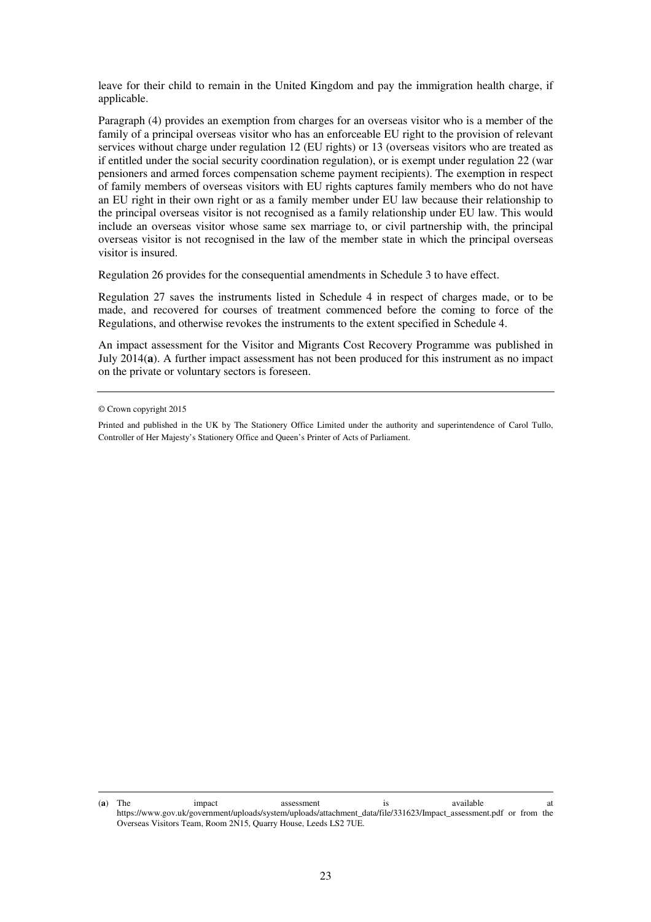leave for their child to remain in the United Kingdom and pay the immigration health charge, if applicable.

Paragraph (4) provides an exemption from charges for an overseas visitor who is a member of the family of a principal overseas visitor who has an enforceable EU right to the provision of relevant services without charge under regulation 12 (EU rights) or 13 (overseas visitors who are treated as if entitled under the social security coordination regulation), or is exempt under regulation 22 (war pensioners and armed forces compensation scheme payment recipients). The exemption in respect of family members of overseas visitors with EU rights captures family members who do not have an EU right in their own right or as a family member under EU law because their relationship to the principal overseas visitor is not recognised as a family relationship under EU law. This would include an overseas visitor whose same sex marriage to, or civil partnership with, the principal overseas visitor is not recognised in the law of the member state in which the principal overseas visitor is insured.

Regulation 26 provides for the consequential amendments in Schedule 3 to have effect.

Regulation 27 saves the instruments listed in Schedule 4 in respect of charges made, or to be made, and recovered for courses of treatment commenced before the coming to force of the Regulations, and otherwise revokes the instruments to the extent specified in Schedule 4.

An impact assessment for the Visitor and Migrants Cost Recovery Programme was published in July 2014([a]). A further impact assessment has not been produced for this instrument as no impact on the private or voluntary sectors is foreseen.

---

© Crown copyright 2015

Printed and published in the UK by The Stationery Office Limited under the authority and superintendence of Carol Tullo, Controller of Her Majesty's Stationery Office and Queen's Printer of Acts of Parliament.

---

(**a**) The impact assessment is available at https://www.gov.uk/government/uploads/system/uploads/attachment_data/file/331623/Impact_assessment.pdf or from the Overseas Visitors Team, Room 2N15, Quarry House, Leeds LS2 7UE.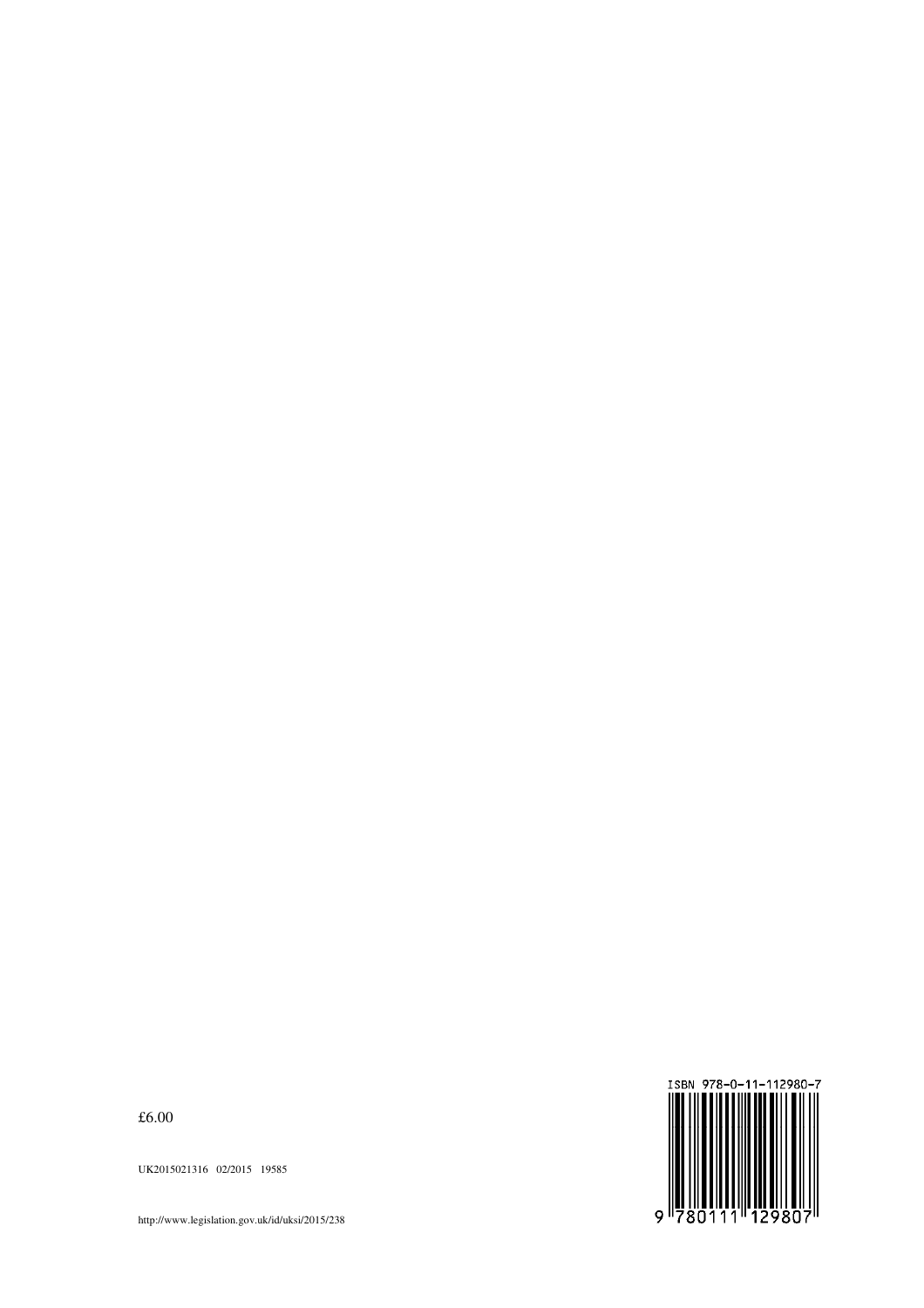£6.00

UK2015021316 02/2015 19585

http://www.legislation.gov.uk/id/uksi/2015/238

ISBN 978-0-11-112980-7

9 780111 129807